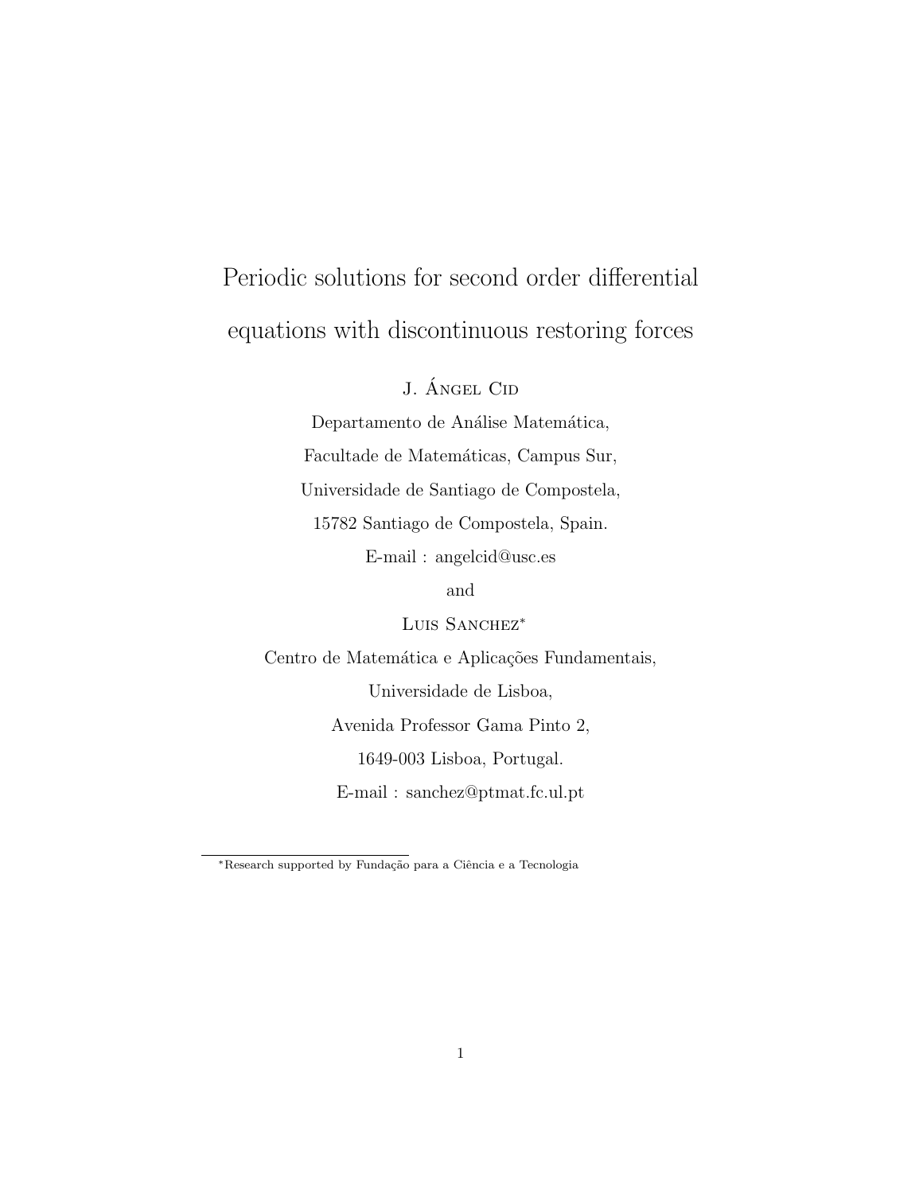# Periodic solutions for second order differential equations with discontinuous restoring forces

J. Ángel Cid

Departamento de Análise Matemática,

Facultade de Matemáticas, Campus Sur,

Universidade de Santiago de Compostela,

15782 Santiago de Compostela, Spain.

E-mail : angelcid@usc.es

and

Luis Sanchez*

Centro de Matemática e Aplicações Fundamentais,

Universidade de Lisboa,

Avenida Professor Gama Pinto 2,

1649-003 Lisboa, Portugal.

E-mail : sanchez@ptmat.fc.ul.pt

*Research supported by Fundação para a Ciência e a Tecnologia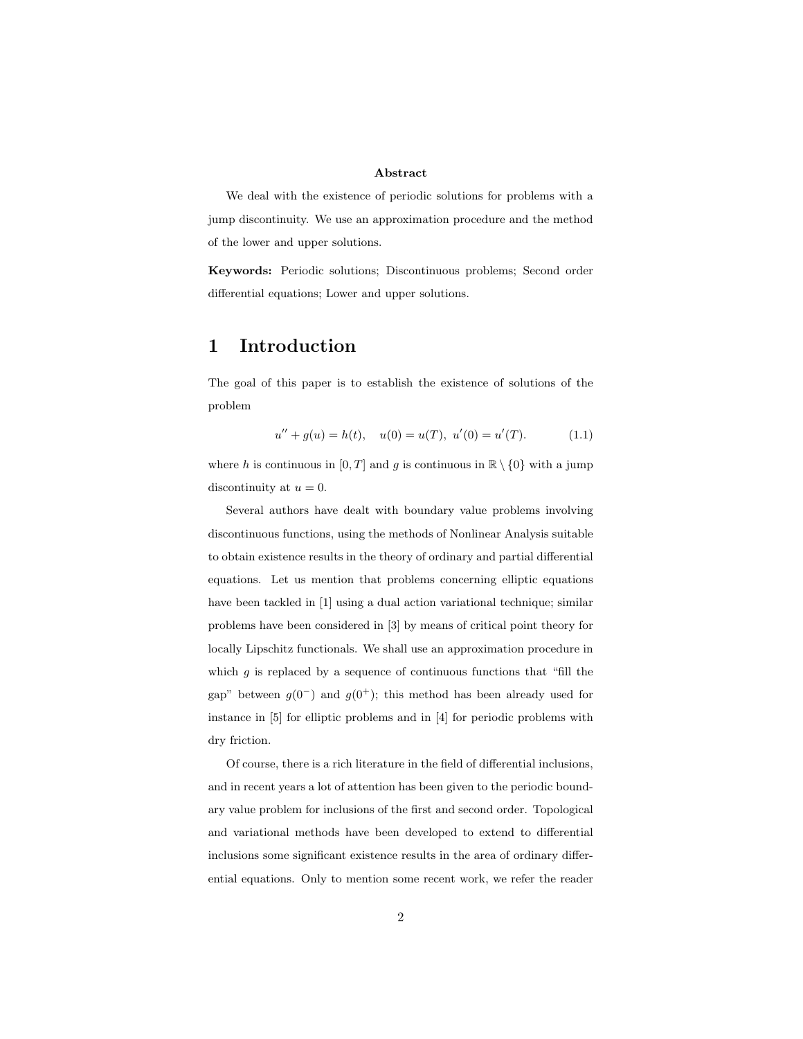**Abstract**

We deal with the existence of periodic solutions for problems with a jump discontinuity. We use an approximation procedure and the method of the lower and upper solutions.

**Keywords:** Periodic solutions; Discontinuous problems; Second order differential equations; Lower and upper solutions.

# 1 Introduction

The goal of this paper is to establish the existence of solutions of the problem

$$u'' + g(u) = h(t), \quad u(0) = u(T),\ u'(0) = u'(T). \tag{1.1}$$

where $h$ is continuous in $[0, T]$ and $g$ is continuous in $\mathbb{R} \setminus \{0\}$ with a jump discontinuity at $u = 0$.

Several authors have dealt with boundary value problems involving discontinuous functions, using the methods of Nonlinear Analysis suitable to obtain existence results in the theory of ordinary and partial differential equations. Let us mention that problems concerning elliptic equations have been tackled in [1] using a dual action variational technique; similar problems have been considered in [3] by means of critical point theory for locally Lipschitz functionals. We shall use an approximation procedure in which $g$ is replaced by a sequence of continuous functions that "fill the gap" between $g(0^-)$ and $g(0^+)$; this method has been already used for instance in [5] for elliptic problems and in [4] for periodic problems with dry friction.

Of course, there is a rich literature in the field of differential inclusions, and in recent years a lot of attention has been given to the periodic boundary value problem for inclusions of the first and second order. Topological and variational methods have been developed to extend to differential inclusions some significant existence results in the area of ordinary differential equations. Only to mention some recent work, we refer the reader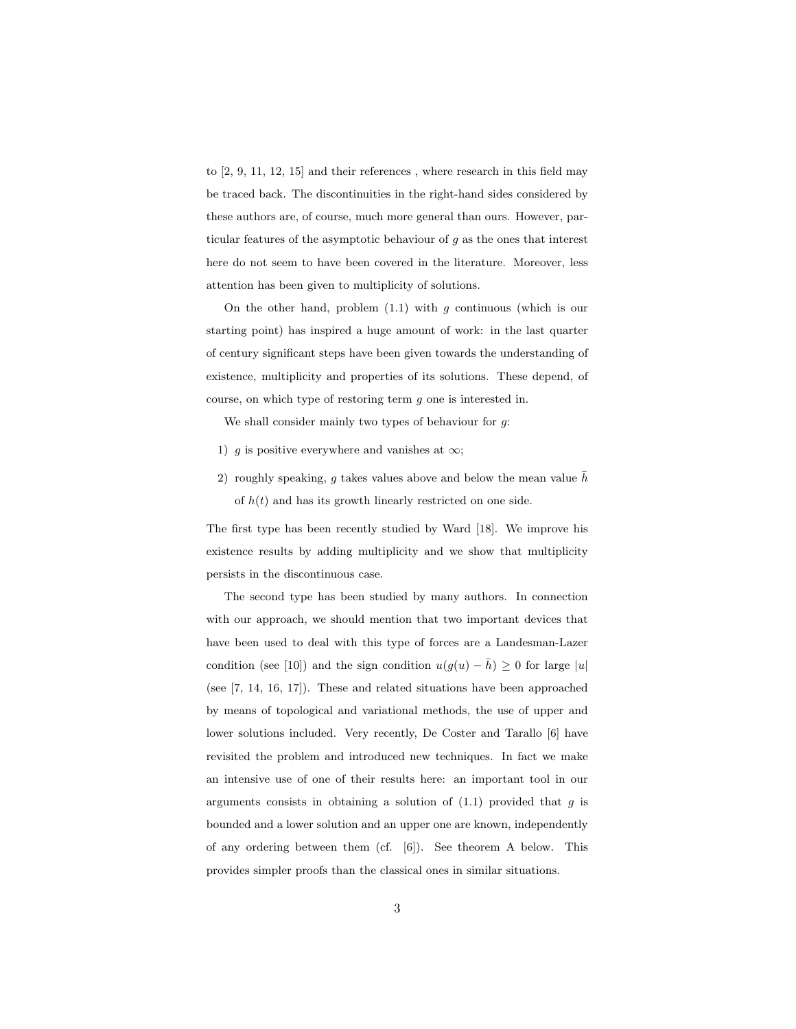to [2, 9, 11, 12, 15] and their references , where research in this field may be traced back. The discontinuities in the right-hand sides considered by these authors are, of course, much more general than ours. However, particular features of the asymptotic behaviour of $g$ as the ones that interest here do not seem to have been covered in the literature. Moreover, less attention has been given to multiplicity of solutions.

On the other hand, problem (1.1) with $g$ continuous (which is our starting point) has inspired a huge amount of work: in the last quarter of century significant steps have been given towards the understanding of existence, multiplicity and properties of its solutions. These depend, of course, on which type of restoring term $g$ one is interested in.

We shall consider mainly two types of behaviour for $g$:

1) $g$ is positive everywhere and vanishes at $\infty$;

2) roughly speaking, $g$ takes values above and below the mean value $\bar{h}$ of $h(t)$ and has its growth linearly restricted on one side.

The first type has been recently studied by Ward [18]. We improve his existence results by adding multiplicity and we show that multiplicity persists in the discontinuous case.

The second type has been studied by many authors. In connection with our approach, we should mention that two important devices that have been used to deal with this type of forces are a Landesman-Lazer condition (see [10]) and the sign condition $u(g(u) - \bar{h}) \geq 0$ for large $|u|$ (see [7, 14, 16, 17]). These and related situations have been approached by means of topological and variational methods, the use of upper and lower solutions included. Very recently, De Coster and Tarallo [6] have revisited the problem and introduced new techniques. In fact we make an intensive use of one of their results here: an important tool in our arguments consists in obtaining a solution of (1.1) provided that $g$ is bounded and a lower solution and an upper one are known, independently of any ordering between them (cf. [6]). See theorem A below. This provides simpler proofs than the classical ones in similar situations.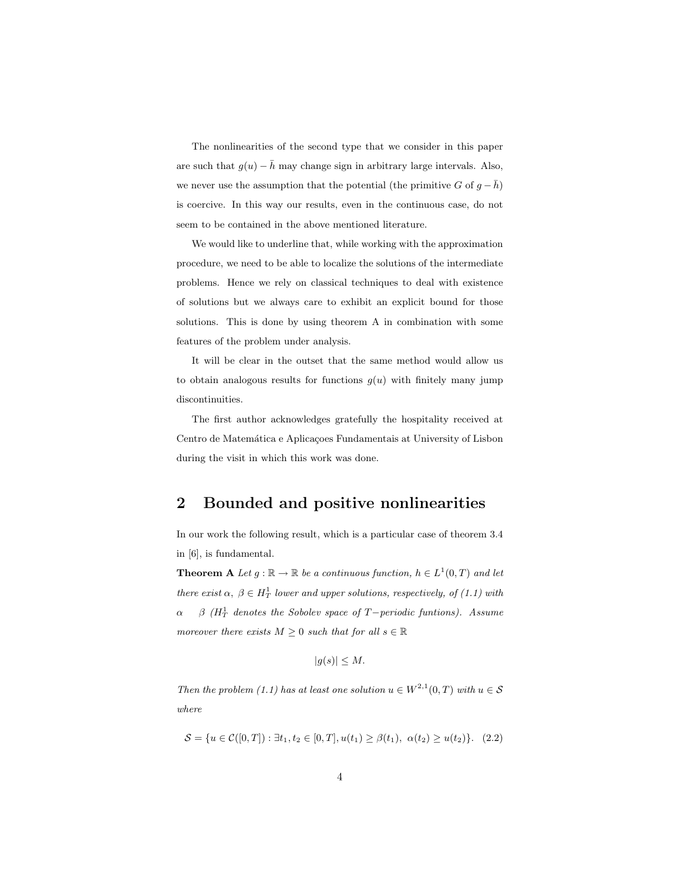The nonlinearities of the second type that we consider in this paper are such that $g(u) - \bar{h}$ may change sign in arbitrary large intervals. Also, we never use the assumption that the potential (the primitive $G$ of $g - \bar{h}$) is coercive. In this way our results, even in the continuous case, do not seem to be contained in the above mentioned literature.

We would like to underline that, while working with the approximation procedure, we need to be able to localize the solutions of the intermediate problems. Hence we rely on classical techniques to deal with existence of solutions but we always care to exhibit an explicit bound for those solutions. This is done by using theorem A in combination with some features of the problem under analysis.

It will be clear in the outset that the same method would allow us to obtain analogous results for functions $g(u)$ with finitely many jump discontinuities.

The first author acknowledges gratefully the hospitality received at Centro de Matemática e Aplicaçoes Fundamentais at University of Lisbon during the visit in which this work was done.

## 2 Bounded and positive nonlinearities

In our work the following result, which is a particular case of theorem 3.4 in [6], is fundamental.

**Theorem A** *Let $g : \mathbb{R} \to \mathbb{R}$ be a continuous function, $h \in L^1(0,T)$ and let there exist $\alpha,\ \beta \in H^1_T$ lower and upper solutions, respectively, of (1.1) with $\alpha \quad \beta$ ($H^1_T$ denotes the Sobolev space of $T-$periodic funtions). Assume moreover there exists $M \geq 0$ such that for all $s \in \mathbb{R}$*

$$|g(s)| \leq M.$$

*Then the problem (1.1) has at least one solution $u \in W^{2,1}(0,T)$ with $u \in \mathcal{S}$ where*

$$\mathcal{S} = \{u \in \mathcal{C}([0,T]) : \exists t_1, t_2 \in [0,T], u(t_1) \geq \beta(t_1),\ \alpha(t_2) \geq u(t_2)\}. \quad (2.2)$$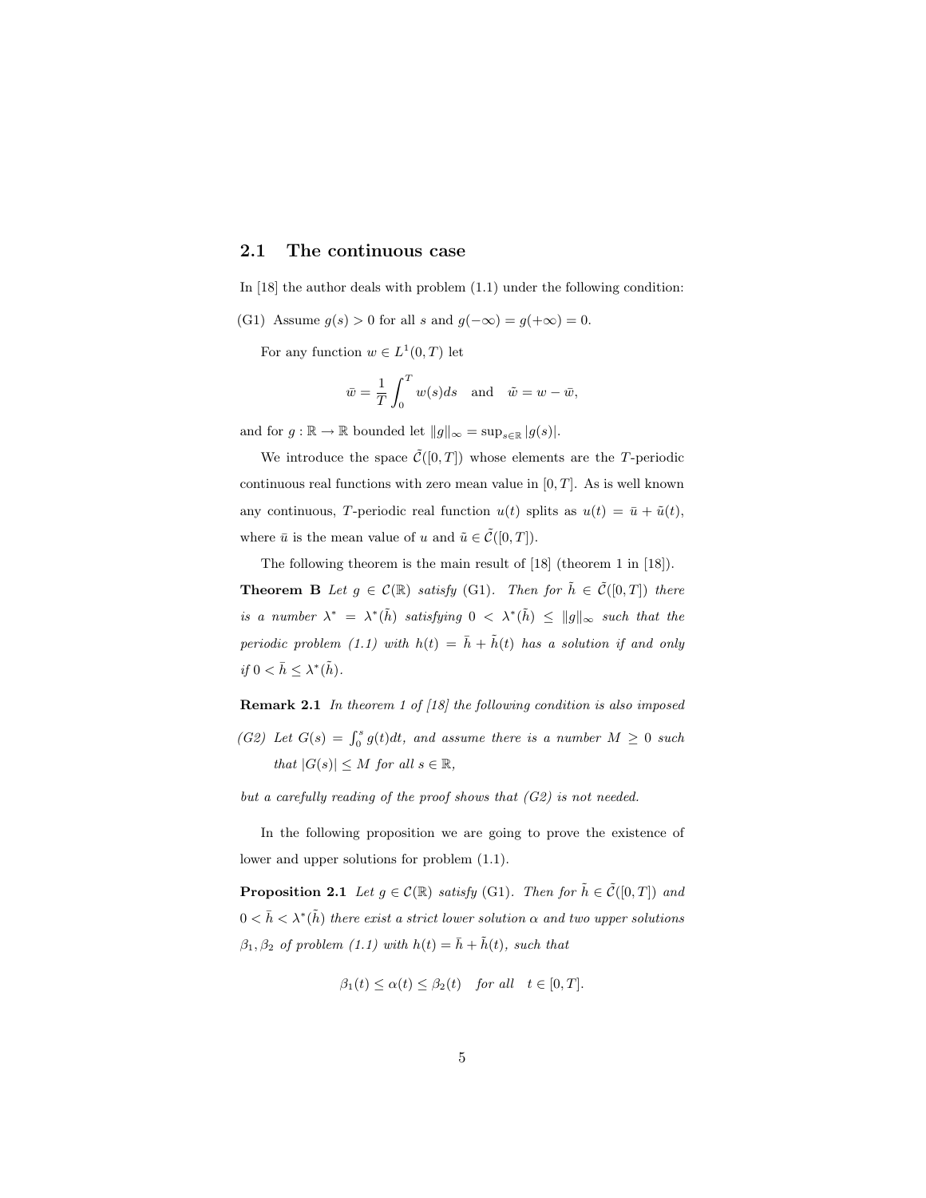### 2.1 The continuous case

In [18] the author deals with problem (1.1) under the following condition:

(G1) Assume $g(s) > 0$ for all $s$ and $g(-\infty) = g(+\infty) = 0$.

For any function $w \in L^1(0,T)$ let

$$\bar{w} = \frac{1}{T}\int_0^T w(s)ds \quad \text{and} \quad \tilde{w} = w - \bar{w},$$

and for $g : \mathbb{R} \to \mathbb{R}$ bounded let $\|g\|_\infty = \sup_{s\in\mathbb{R}} |g(s)|$.

We introduce the space $\tilde{\mathcal{C}}([0,T])$ whose elements are the $T$-periodic continuous real functions with zero mean value in $[0,T]$. As is well known any continuous, $T$-periodic real function $u(t)$ splits as $u(t) = \bar{u} + \tilde{u}(t)$, where $\bar{u}$ is the mean value of $u$ and $\tilde{u} \in \tilde{\mathcal{C}}([0,T])$.

The following theorem is the main result of [18] (theorem 1 in [18]).

**Theorem B** *Let $g \in \mathcal{C}(\mathbb{R})$ satisfy* (G1). *Then for $\tilde{h} \in \tilde{\mathcal{C}}([0,T])$ there is a number $\lambda^* = \lambda^*(\tilde{h})$ satisfying $0 < \lambda^*(\tilde{h}) \le \|g\|_\infty$ such that the periodic problem (1.1) with $h(t) = \bar{h} + \tilde{h}(t)$ has a solution if and only if $0 < \bar{h} \le \lambda^*(\tilde{h})$.*

**Remark 2.1** *In theorem 1 of [18] the following condition is also imposed*

*(G2) Let $G(s) = \int_0^s g(t)dt$, and assume there is a number $M \ge 0$ such that $|G(s)| \le M$ for all $s \in \mathbb{R}$,*

*but a carefully reading of the proof shows that (G2) is not needed.*

In the following proposition we are going to prove the existence of lower and upper solutions for problem (1.1).

**Proposition 2.1** *Let $g \in \mathcal{C}(\mathbb{R})$ satisfy* (G1). *Then for $\tilde{h} \in \tilde{\mathcal{C}}([0,T])$ and $0 < \bar{h} < \lambda^*(\tilde{h})$ there exist a strict lower solution $\alpha$ and two upper solutions $\beta_1, \beta_2$ of problem (1.1) with $h(t) = \bar{h} + \tilde{h}(t)$, such that*

$$\beta_1(t) \le \alpha(t) \le \beta_2(t) \quad \textit{for all} \quad t \in [0,T].$$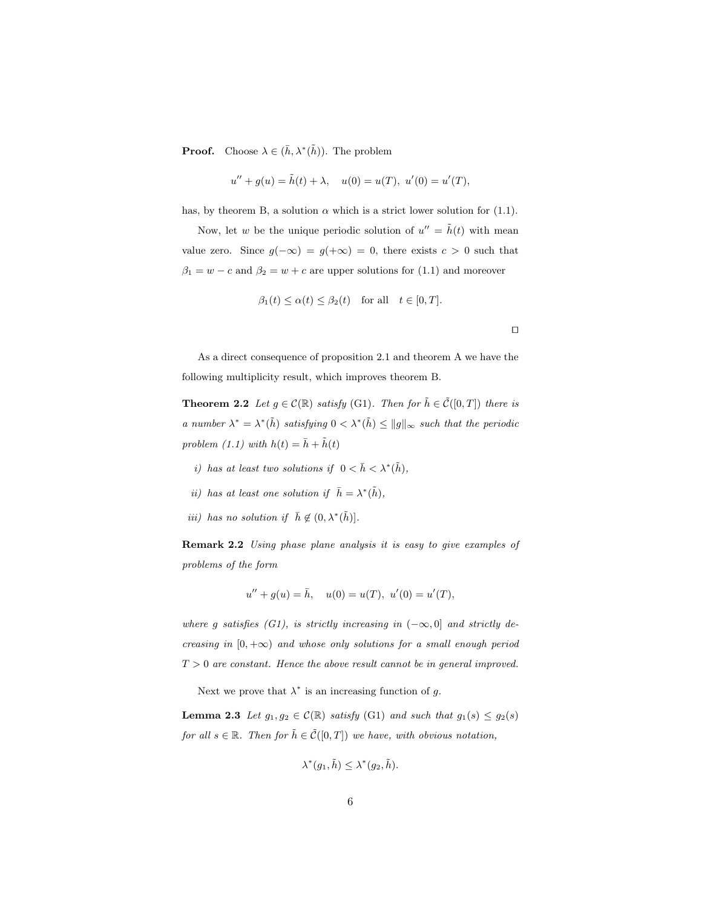**Proof.** Choose $\lambda \in (\bar{h}, \lambda^*(\tilde{h}))$. The problem

$$u'' + g(u) = \tilde{h}(t) + \lambda, \quad u(0) = u(T),\ u'(0) = u'(T),$$

has, by theorem B, a solution $\alpha$ which is a strict lower solution for (1.1).

Now, let $w$ be the unique periodic solution of $u'' = \tilde{h}(t)$ with mean value zero. Since $g(-\infty) = g(+\infty) = 0$, there exists $c > 0$ such that $\beta_1 = w - c$ and $\beta_2 = w + c$ are upper solutions for (1.1) and moreover

$$\beta_1(t) \leq \alpha(t) \leq \beta_2(t) \quad \text{for all} \quad t \in [0, T].$$

□

As a direct consequence of proposition 2.1 and theorem A we have the following multiplicity result, which improves theorem B.

**Theorem 2.2** *Let $g \in \mathcal{C}(\mathbb{R})$ satisfy* (G1). *Then for $\tilde{h} \in \tilde{\mathcal{C}}([0,T])$ there is a number $\lambda^* = \lambda^*(\tilde{h})$ satisfying $0 < \lambda^*(\tilde{h}) \leq \|g\|_\infty$ such that the periodic problem (1.1) with $h(t) = \bar{h} + \tilde{h}(t)$*

*i) has at least two solutions if $0 < \bar{h} < \lambda^*(\tilde{h})$,*

*ii) has at least one solution if $\bar{h} = \lambda^*(\tilde{h})$,*

*iii) has no solution if $\bar{h} \notin (0, \lambda^*(\tilde{h})]$.*

**Remark 2.2** *Using phase plane analysis it is easy to give examples of problems of the form*

$$u'' + g(u) = \bar{h}, \quad u(0) = u(T),\ u'(0) = u'(T),$$

*where $g$ satisfies (G1), is strictly increasing in $(-\infty, 0]$ and strictly decreasing in $[0, +\infty)$ and whose only solutions for a small enough period $T > 0$ are constant. Hence the above result cannot be in general improved.*

Next we prove that $\lambda^*$ is an increasing function of $g$.

**Lemma 2.3** *Let $g_1, g_2 \in \mathcal{C}(\mathbb{R})$ satisfy* (G1) *and such that $g_1(s) \leq g_2(s)$ for all $s \in \mathbb{R}$. Then for $\tilde{h} \in \tilde{\mathcal{C}}([0,T])$ we have, with obvious notation,*

$$\lambda^*(g_1, \tilde{h}) \leq \lambda^*(g_2, \tilde{h}).$$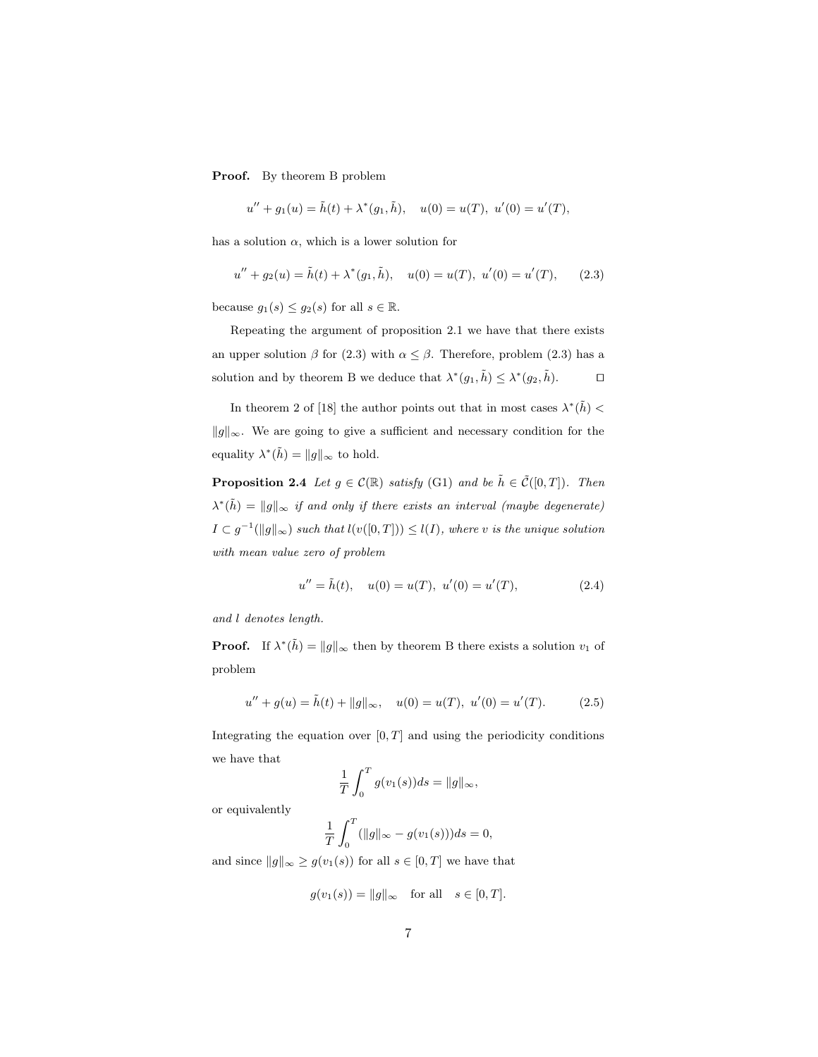**Proof.** By theorem B problem

$$u'' + g_1(u) = \tilde{h}(t) + \lambda^*(g_1, \tilde{h}), \quad u(0) = u(T),\ u'(0) = u'(T),$$

has a solution $\alpha$, which is a lower solution for

$$u'' + g_2(u) = \tilde{h}(t) + \lambda^*(g_1, \tilde{h}), \quad u(0) = u(T),\ u'(0) = u'(T), \qquad (2.3)$$

because $g_1(s) \leq g_2(s)$ for all $s \in \mathbb{R}$.

Repeating the argument of proposition 2.1 we have that there exists an upper solution $\beta$ for (2.3) with $\alpha \leq \beta$. Therefore, problem (2.3) has a solution and by theorem B we deduce that $\lambda^*(g_1, \tilde{h}) \leq \lambda^*(g_2, \tilde{h})$. $\square$

In theorem 2 of [18] the author points out that in most cases $\lambda^*(\tilde{h}) < \|g\|_\infty$. We are going to give a sufficient and necessary condition for the equality $\lambda^*(\tilde{h}) = \|g\|_\infty$ to hold.

**Proposition 2.4** *Let $g \in \mathcal{C}(\mathbb{R})$ satisfy (G1) and be $\tilde{h} \in \tilde{\mathcal{C}}([0,T])$. Then $\lambda^*(\tilde{h}) = \|g\|_\infty$ if and only if there exists an interval (maybe degenerate) $I \subset g^{-1}(\|g\|_\infty)$ such that $l(v([0,T])) \leq l(I)$, where $v$ is the unique solution with mean value zero of problem*

$$u'' = \tilde{h}(t), \quad u(0) = u(T),\ u'(0) = u'(T), \qquad (2.4)$$

*and $l$ denotes length.*

**Proof.** If $\lambda^*(\tilde{h}) = \|g\|_\infty$ then by theorem B there exists a solution $v_1$ of problem

$$u'' + g(u) = \tilde{h}(t) + \|g\|_\infty, \quad u(0) = u(T),\ u'(0) = u'(T). \qquad (2.5)$$

Integrating the equation over $[0,T]$ and using the periodicity conditions we have that

$$\frac{1}{T}\int_0^T g(v_1(s))ds = \|g\|_\infty,$$

or equivalently

$$\frac{1}{T}\int_0^T (\|g\|_\infty - g(v_1(s)))ds = 0,$$

and since $\|g\|_\infty \geq g(v_1(s))$ for all $s \in [0,T]$ we have that

$$g(v_1(s)) = \|g\|_\infty \quad \text{for all} \quad s \in [0,T].$$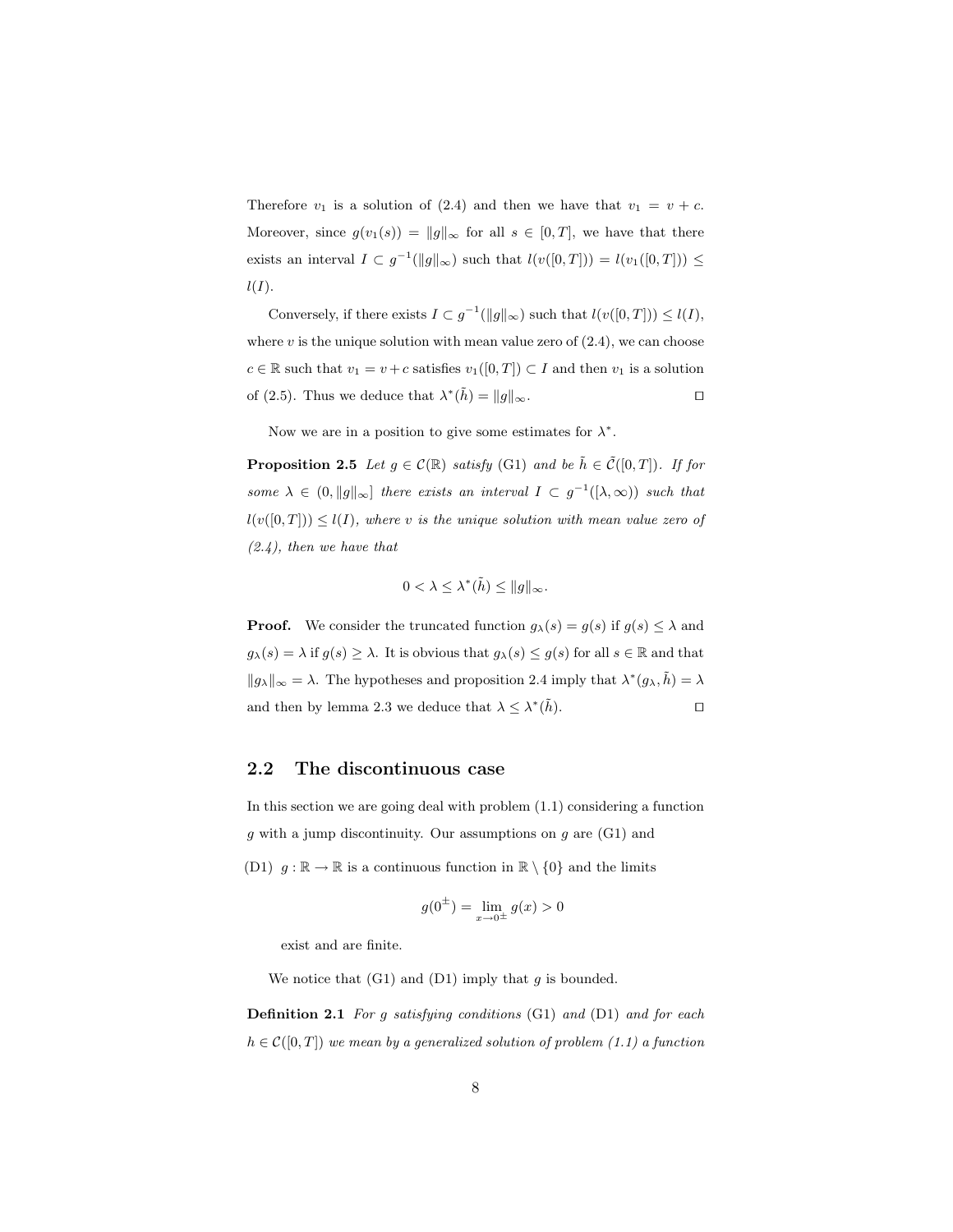Therefore $v_1$ is a solution of (2.4) and then we have that $v_1 = v + c$. Moreover, since $g(v_1(s)) = \|g\|_\infty$ for all $s \in [0,T]$, we have that there exists an interval $I \subset g^{-1}(\|g\|_\infty)$ such that $l(v([0,T])) = l(v_1([0,T])) \leq l(I)$.

Conversely, if there exists $I \subset g^{-1}(\|g\|_\infty)$ such that $l(v([0,T])) \leq l(I)$, where $v$ is the unique solution with mean value zero of (2.4), we can choose $c \in \mathbb{R}$ such that $v_1 = v + c$ satisfies $v_1([0,T]) \subset I$ and then $v_1$ is a solution of (2.5). Thus we deduce that $\lambda^*(\tilde{h}) = \|g\|_\infty$. ◻

Now we are in a position to give some estimates for $\lambda^*$.

**Proposition 2.5** *Let $g \in \mathcal{C}(\mathbb{R})$ satisfy* (G1) *and be $\tilde{h} \in \tilde{\mathcal{C}}([0,T])$. If for some $\lambda \in (0, \|g\|_\infty]$ there exists an interval $I \subset g^{-1}([\lambda, \infty))$ such that $l(v([0,T])) \leq l(I)$, where $v$ is the unique solution with mean value zero of (2.4), then we have that*

$$0 < \lambda \leq \lambda^*(\tilde{h}) \leq \|g\|_\infty.$$

**Proof.** We consider the truncated function $g_\lambda(s) = g(s)$ if $g(s) \leq \lambda$ and $g_\lambda(s) = \lambda$ if $g(s) \geq \lambda$. It is obvious that $g_\lambda(s) \leq g(s)$ for all $s \in \mathbb{R}$ and that $\|g_\lambda\|_\infty = \lambda$. The hypotheses and proposition 2.4 imply that $\lambda^*(g_\lambda, \tilde{h}) = \lambda$ and then by lemma 2.3 we deduce that $\lambda \leq \lambda^*(\tilde{h})$. ◻

## 2.2 The discontinuous case

In this section we are going deal with problem (1.1) considering a function $g$ with a jump discontinuity. Our assumptions on $g$ are (G1) and

(D1) $g : \mathbb{R} \to \mathbb{R}$ is a continuous function in $\mathbb{R} \setminus \{0\}$ and the limits

$$g(0^\pm) = \lim_{x \to 0^\pm} g(x) > 0$$

exist and are finite.

We notice that (G1) and (D1) imply that $g$ is bounded.

**Definition 2.1** *For $g$ satisfying conditions* (G1) *and* (D1) *and for each $h \in \mathcal{C}([0,T])$ we mean by a generalized solution of problem (1.1) a function*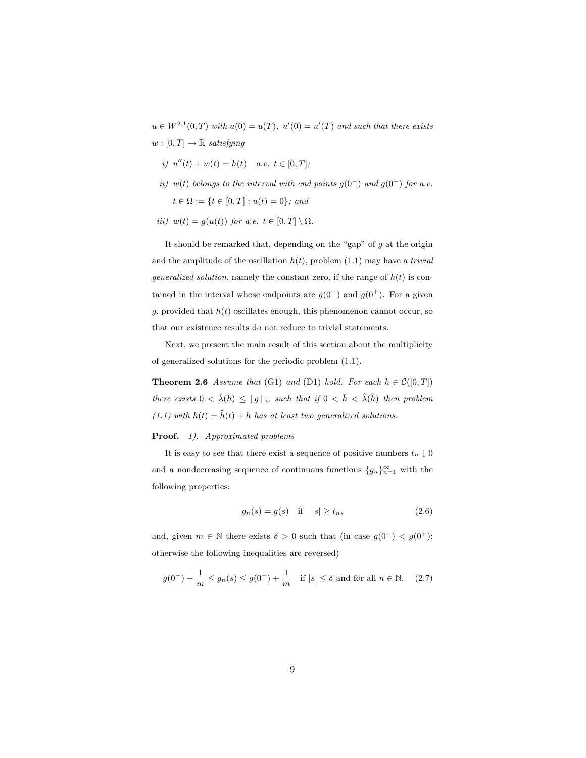*$u \in W^{2,1}(0,T)$ with $u(0) = u(T)$, $u'(0) = u'(T)$ and such that there exists $w : [0,T] \to \mathbb{R}$ satisfying*

*i) $u''(t) + w(t) = h(t)$ a.e. $t \in [0,T]$;*

*ii) $w(t)$ belongs to the interval with end points $g(0^-)$ and $g(0^+)$ for a.e. $t \in \Omega := \{t \in [0,T] : u(t) = 0\}$; and*

*iii) $w(t) = g(u(t))$ for a.e. $t \in [0,T] \setminus \Omega$.*

It should be remarked that, depending on the "gap" of $g$ at the origin and the amplitude of the oscillation $h(t)$, problem (1.1) may have a *trivial generalized solution*, namely the constant zero, if the range of $h(t)$ is contained in the interval whose endpoints are $g(0^-)$ and $g(0^+)$. For a given $g$, provided that $h(t)$ oscillates enough, this phenomenon cannot occur, so that our existence results do not reduce to trivial statements.

Next, we present the main result of this section about the multiplicity of generalized solutions for the periodic problem (1.1).

**Theorem 2.6** *Assume that* (G1) *and* (D1) *hold. For each $\tilde{h} \in \tilde{\mathcal{C}}([0,T])$ there exists $0 < \hat{\lambda}(\tilde{h}) \leq \|g\|_\infty$ such that if $0 < \bar{h} < \hat{\lambda}(\tilde{h})$ then problem (1.1) with $h(t) = \tilde{h}(t) + \bar{h}$ has at least two generalized solutions.*

**Proof.** *1).- Approximated problems*

It is easy to see that there exist a sequence of positive numbers $t_n \downarrow 0$ and a nondecreasing sequence of continuous functions $\{g_n\}_{n=1}^\infty$ with the following properties:

$$g_n(s) = g(s) \quad \text{if} \quad |s| \geq t_n, \tag{2.6}$$

and, given $m \in \mathbb{N}$ there exists $\delta > 0$ such that (in case $g(0^-) < g(0^+)$; otherwise the following inequalities are reversed)

$$g(0^-) - \frac{1}{m} \leq g_n(s) \leq g(0^+) + \frac{1}{m} \quad \text{if } |s| \leq \delta \text{ and for all } n \in \mathbb{N}. \tag{2.7}$$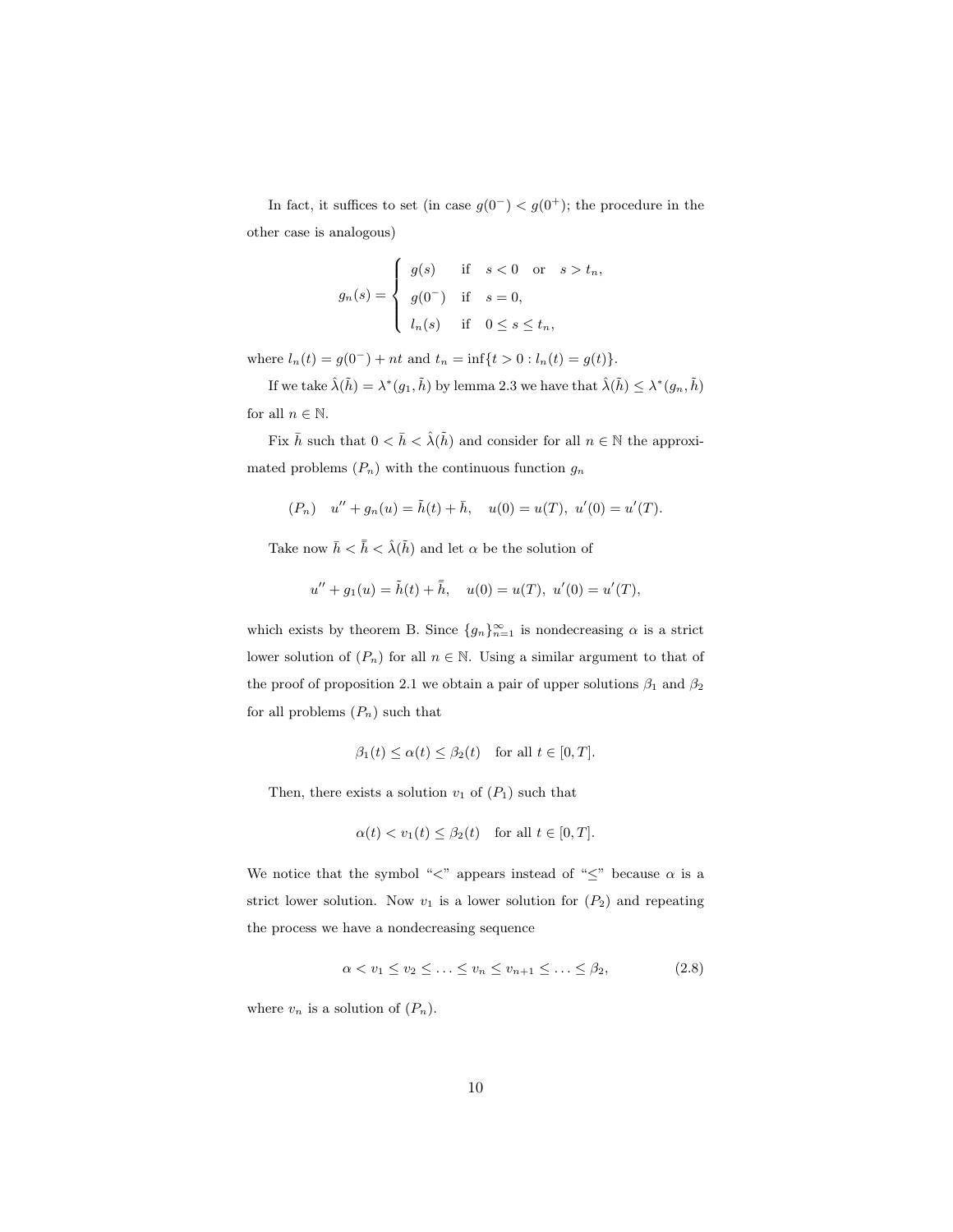In fact, it suffices to set (in case $g(0^-) < g(0^+)$; the procedure in the other case is analogous)

$$g_n(s) = \begin{cases} g(s) & \text{if} \quad s < 0 \quad \text{or} \quad s > t_n, \\ g(0^-) & \text{if} \quad s = 0, \\ l_n(s) & \text{if} \quad 0 \leq s \leq t_n, \end{cases}$$

where $l_n(t) = g(0^-) + nt$ and $t_n = \inf\{t > 0 : l_n(t) = g(t)\}$.

If we take $\hat{\lambda}(\tilde{h}) = \lambda^*(g_1, \tilde{h})$ by lemma 2.3 we have that $\hat{\lambda}(\tilde{h}) \leq \lambda^*(g_n, \tilde{h})$ for all $n \in \mathbb{N}$.

Fix $\bar{h}$ such that $0 < \bar{h} < \hat{\lambda}(\tilde{h})$ and consider for all $n \in \mathbb{N}$ the approximated problems $(P_n)$ with the continuous function $g_n$

$$(P_n) \quad u'' + g_n(u) = \tilde{h}(t) + \bar{h}, \quad u(0) = u(T),\ u'(0) = u'(T).$$

Take now $\bar{h} < \bar{\bar{h}} < \hat{\lambda}(\tilde{h})$ and let $\alpha$ be the solution of

$$u'' + g_1(u) = \tilde{h}(t) + \bar{\bar{h}}, \quad u(0) = u(T),\ u'(0) = u'(T),$$

which exists by theorem B. Since $\{g_n\}_{n=1}^{\infty}$ is nondecreasing $\alpha$ is a strict lower solution of $(P_n)$ for all $n \in \mathbb{N}$. Using a similar argument to that of the proof of proposition 2.1 we obtain a pair of upper solutions $\beta_1$ and $\beta_2$ for all problems $(P_n)$ such that

$$\beta_1(t) \leq \alpha(t) \leq \beta_2(t) \quad \text{for all } t \in [0, T].$$

Then, there exists a solution $v_1$ of $(P_1)$ such that

$$\alpha(t) < v_1(t) \leq \beta_2(t) \quad \text{for all } t \in [0, T].$$

We notice that the symbol "$<$" appears instead of "$\leq$" because $\alpha$ is a strict lower solution. Now $v_1$ is a lower solution for $(P_2)$ and repeating the process we have a nondecreasing sequence

$$\alpha < v_1 \leq v_2 \leq \ldots \leq v_n \leq v_{n+1} \leq \ldots \leq \beta_2, \tag{2.8}$$

where $v_n$ is a solution of $(P_n)$.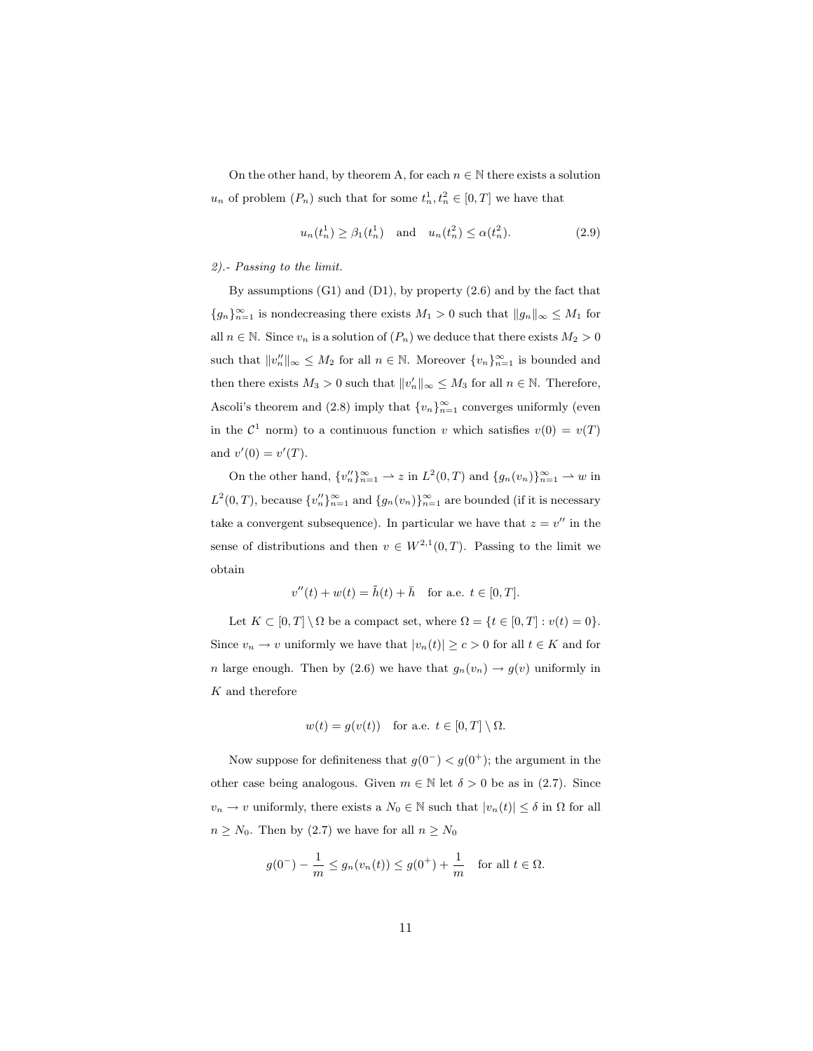On the other hand, by theorem A, for each $n \in \mathbb{N}$ there exists a solution $u_n$ of problem $(P_n)$ such that for some $t_n^1, t_n^2 \in [0,T]$ we have that

$$u_n(t_n^1) \geq \beta_1(t_n^1) \quad \text{and} \quad u_n(t_n^2) \leq \alpha(t_n^2). \tag{2.9}$$

*2).- Passing to the limit.*

By assumptions (G1) and (D1), by property (2.6) and by the fact that $\{g_n\}_{n=1}^{\infty}$ is nondecreasing there exists $M_1 > 0$ such that $\|g_n\|_\infty \leq M_1$ for all $n \in \mathbb{N}$. Since $v_n$ is a solution of $(P_n)$ we deduce that there exists $M_2 > 0$ such that $\|v_n''\|_\infty \leq M_2$ for all $n \in \mathbb{N}$. Moreover $\{v_n\}_{n=1}^{\infty}$ is bounded and then there exists $M_3 > 0$ such that $\|v_n'\|_\infty \leq M_3$ for all $n \in \mathbb{N}$. Therefore, Ascoli's theorem and (2.8) imply that $\{v_n\}_{n=1}^{\infty}$ converges uniformly (even in the $\mathcal{C}^1$ norm) to a continuous function $v$ which satisfies $v(0) = v(T)$ and $v'(0) = v'(T)$.

On the other hand, $\{v_n''\}_{n=1}^{\infty} \rightharpoonup z$ in $L^2(0,T)$ and $\{g_n(v_n)\}_{n=1}^{\infty} \rightharpoonup w$ in $L^2(0,T)$, because $\{v_n''\}_{n=1}^{\infty}$ and $\{g_n(v_n)\}_{n=1}^{\infty}$ are bounded (if it is necessary take a convergent subsequence). In particular we have that $z = v''$ in the sense of distributions and then $v \in W^{2,1}(0,T)$. Passing to the limit we obtain

$$v''(t) + w(t) = \tilde{h}(t) + \bar{h} \quad \text{for a.e. } t \in [0,T].$$

Let $K \subset [0,T] \setminus \Omega$ be a compact set, where $\Omega = \{t \in [0,T] : v(t) = 0\}$. Since $v_n \to v$ uniformly we have that $|v_n(t)| \geq c > 0$ for all $t \in K$ and for $n$ large enough. Then by (2.6) we have that $g_n(v_n) \to g(v)$ uniformly in $K$ and therefore

$$w(t) = g(v(t)) \quad \text{for a.e. } t \in [0,T] \setminus \Omega.$$

Now suppose for definiteness that $g(0^-) < g(0^+)$; the argument in the other case being analogous. Given $m \in \mathbb{N}$ let $\delta > 0$ be as in (2.7). Since $v_n \to v$ uniformly, there exists a $N_0 \in \mathbb{N}$ such that $|v_n(t)| \leq \delta$ in $\Omega$ for all $n \geq N_0$. Then by (2.7) we have for all $n \geq N_0$

$$g(0^-) - \frac{1}{m} \leq g_n(v_n(t)) \leq g(0^+) + \frac{1}{m} \quad \text{for all } t \in \Omega.$$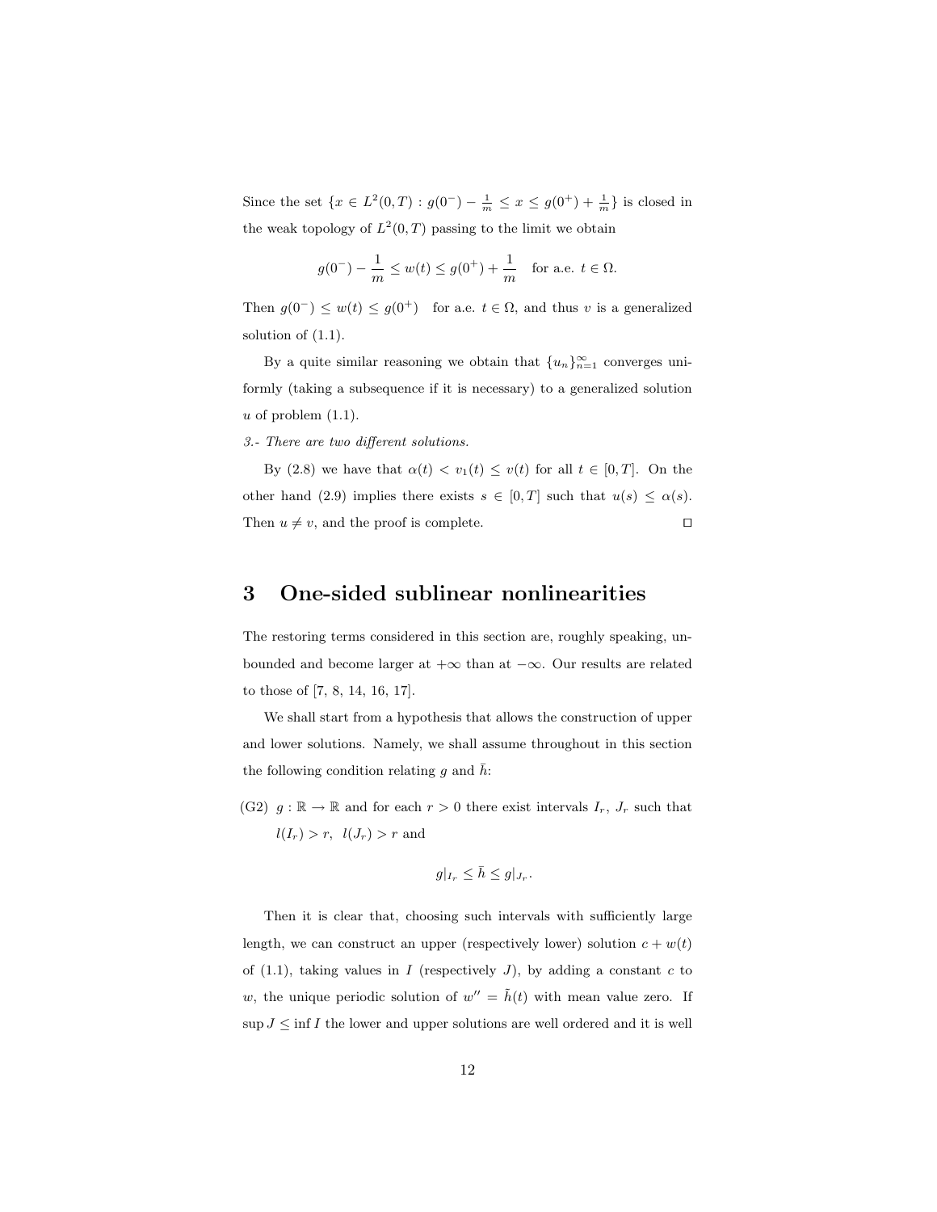Since the set $\{x \in L^2(0,T) : g(0^-) - \frac{1}{m} \leq x \leq g(0^+) + \frac{1}{m}\}$ is closed in the weak topology of $L^2(0,T)$ passing to the limit we obtain

$$g(0^-) - \frac{1}{m} \leq w(t) \leq g(0^+) + \frac{1}{m} \quad \text{for a.e. } t \in \Omega.$$

Then $g(0^-) \leq w(t) \leq g(0^+)$ for a.e. $t \in \Omega$, and thus $v$ is a generalized solution of (1.1).

By a quite similar reasoning we obtain that $\{u_n\}_{n=1}^{\infty}$ converges uniformly (taking a subsequence if it is necessary) to a generalized solution $u$ of problem (1.1).

*3.- There are two different solutions.*

By (2.8) we have that $\alpha(t) < v_1(t) \leq v(t)$ for all $t \in [0,T]$. On the other hand (2.9) implies there exists $s \in [0,T]$ such that $u(s) \leq \alpha(s)$. Then $u \neq v$, and the proof is complete. $\square$

# 3 One-sided sublinear nonlinearities

The restoring terms considered in this section are, roughly speaking, unbounded and become larger at $+\infty$ than at $-\infty$. Our results are related to those of [7, 8, 14, 16, 17].

We shall start from a hypothesis that allows the construction of upper and lower solutions. Namely, we shall assume throughout in this section the following condition relating $g$ and $\bar{h}$:

(G2) $g : \mathbb{R} \to \mathbb{R}$ and for each $r > 0$ there exist intervals $I_r$, $J_r$ such that $l(I_r) > r$, $l(J_r) > r$ and

$$g|_{I_r} \leq \bar{h} \leq g|_{J_r}.$$

Then it is clear that, choosing such intervals with sufficiently large length, we can construct an upper (respectively lower) solution $c + w(t)$ of (1.1), taking values in $I$ (respectively $J$), by adding a constant $c$ to $w$, the unique periodic solution of $w'' = \tilde{h}(t)$ with mean value zero. If $\sup J \leq \inf I$ the lower and upper solutions are well ordered and it is well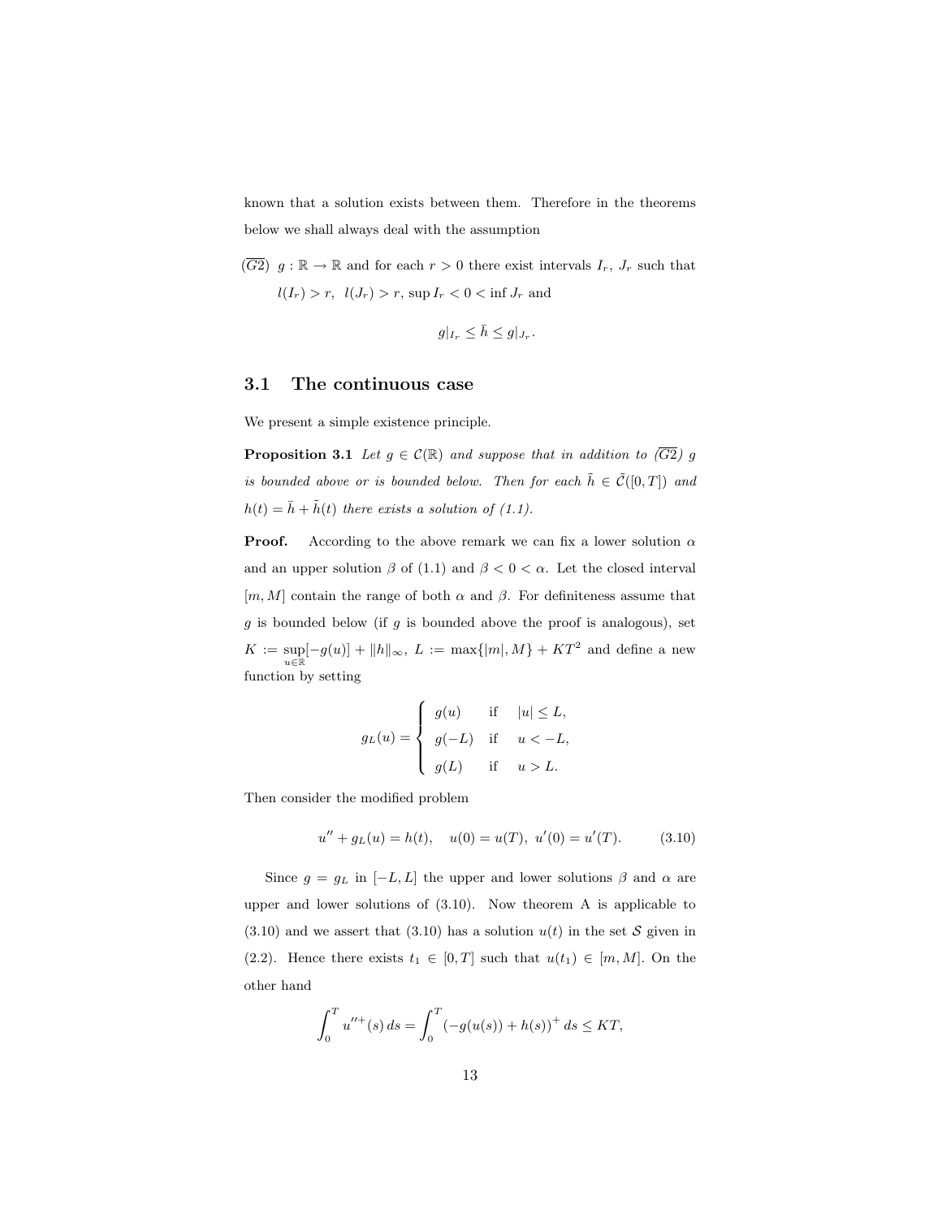known that a solution exists between them. Therefore in the theorems below we shall always deal with the assumption

$(\overline{G2})$ $g : \mathbb{R} \to \mathbb{R}$ and for each $r > 0$ there exist intervals $I_r$, $J_r$ such that $l(I_r) > r$, $l(J_r) > r$, $\sup I_r < 0 < \inf J_r$ and

$$g|_{I_r} \leq \bar{h} \leq g|_{J_r}.$$

## 3.1 The continuous case

We present a simple existence principle.

**Proposition 3.1** *Let $g \in \mathcal{C}(\mathbb{R})$ and suppose that in addition to $(\overline{G2})$ $g$ is bounded above or is bounded below. Then for each $\tilde{h} \in \tilde{\mathcal{C}}([0,T])$ and $h(t) = \bar{h} + \tilde{h}(t)$ there exists a solution of (1.1).*

**Proof.** According to the above remark we can fix a lower solution $\alpha$ and an upper solution $\beta$ of (1.1) and $\beta < 0 < \alpha$. Let the closed interval $[m, M]$ contain the range of both $\alpha$ and $\beta$. For definiteness assume that $g$ is bounded below (if $g$ is bounded above the proof is analogous), set $K := \sup_{u \in \mathbb{R}} [-g(u)] + \|h\|_\infty$, $L := \max\{|m|, M\} + KT^2$ and define a new function by setting

$$g_L(u) = \begin{cases} g(u) & \text{if} \quad |u| \leq L, \\ g(-L) & \text{if} \quad u < -L, \\ g(L) & \text{if} \quad u > L. \end{cases}$$

Then consider the modified problem

$$u'' + g_L(u) = h(t), \quad u(0) = u(T),\ u'(0) = u'(T). \tag{3.10}$$

Since $g = g_L$ in $[-L, L]$ the upper and lower solutions $\beta$ and $\alpha$ are upper and lower solutions of (3.10). Now theorem A is applicable to (3.10) and we assert that (3.10) has a solution $u(t)$ in the set $\mathcal{S}$ given in (2.2). Hence there exists $t_1 \in [0,T]$ such that $u(t_1) \in [m, M]$. On the other hand

$$\int_0^T u''^+(s)\, ds = \int_0^T (-g(u(s)) + h(s))^+\, ds \leq KT,$$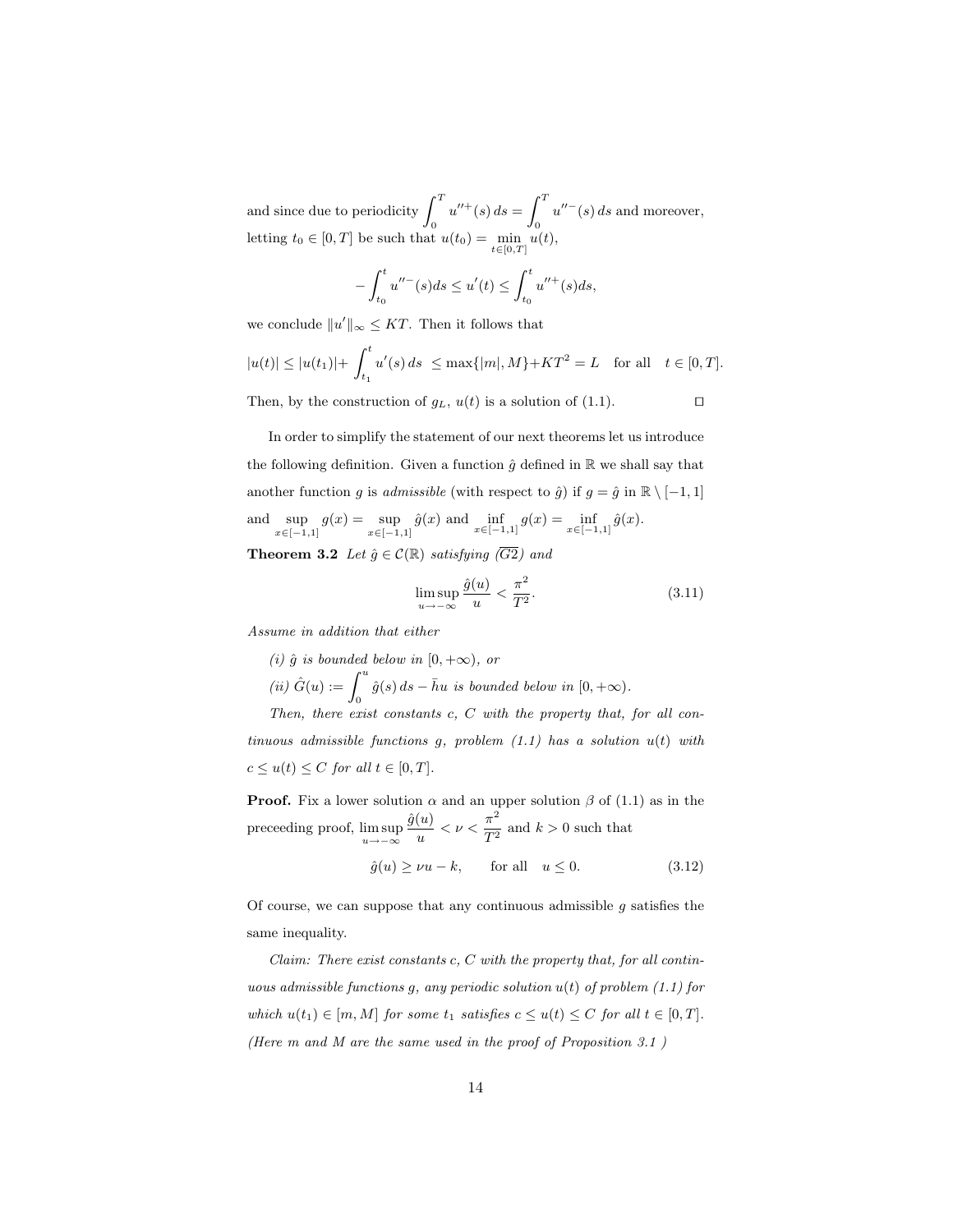and since due to periodicity $\int_0^T u''^+(s)\,ds = \int_0^T u''^-(s)\,ds$ and moreover, letting $t_0 \in [0,T]$ be such that $u(t_0) = \min_{t\in[0,T]} u(t)$,

$$
-\int_{t_0}^{t} u''^-(s)ds \le u'(t) \le \int_{t_0}^{t} u''^+(s)ds,
$$

we conclude $\|u'\|_\infty \le KT$. Then it follows that

$$
|u(t)| \le |u(t_1)| + \int_{t_1}^{t} u'(s)\,ds \;\le \max\{|m|, M\} + KT^2 = L \quad \text{for all} \quad t \in [0,T].
$$

Then, by the construction of $g_L$, $u(t)$ is a solution of (1.1). $\square$

In order to simplify the statement of our next theorems let us introduce the following definition. Given a function $\hat{g}$ defined in $\mathbb{R}$ we shall say that another function $g$ is *admissible* (with respect to $\hat{g}$) if $g = \hat{g}$ in $\mathbb{R} \setminus [-1,1]$ and $\sup_{x\in[-1,1]} g(x) = \sup_{x\in[-1,1]} \hat{g}(x)$ and $\inf_{x\in[-1,1]} g(x) = \inf_{x\in[-1,1]} \hat{g}(x)$.

**Theorem 3.2** *Let $\hat{g} \in \mathcal{C}(\mathbb{R})$ satisfying $(\overline{G2})$ and*

$$
\limsup_{u\to-\infty} \frac{\hat{g}(u)}{u} < \frac{\pi^2}{T^2}. \tag{3.11}
$$

*Assume in addition that either*

*(i) $\hat{g}$ is bounded below in $[0,+\infty)$, or*

*(ii) $\hat{G}(u) := \int_0^u \hat{g}(s)\,ds - \bar{h}u$ is bounded below in $[0,+\infty)$.*

*Then, there exist constants $c$, $C$ with the property that, for all continuous admissible functions $g$, problem (1.1) has a solution $u(t)$ with $c \le u(t) \le C$ for all $t \in [0,T]$.*

**Proof.** Fix a lower solution $\alpha$ and an upper solution $\beta$ of (1.1) as in the preceeding proof, $\limsup_{u\to-\infty} \frac{\hat{g}(u)}{u} < \nu < \frac{\pi^2}{T^2}$ and $k > 0$ such that

$$
\hat{g}(u) \ge \nu u - k, \qquad \text{for all} \quad u \le 0. \tag{3.12}
$$

Of course, we can suppose that any continuous admissible $g$ satisfies the same inequality.

*Claim: There exist constants $c$, $C$ with the property that, for all continuous admissible functions $g$, any periodic solution $u(t)$ of problem (1.1) for which $u(t_1) \in [m, M]$ for some $t_1$ satisfies $c \le u(t) \le C$ for all $t \in [0,T]$. (Here $m$ and $M$ are the same used in the proof of Proposition 3.1 )*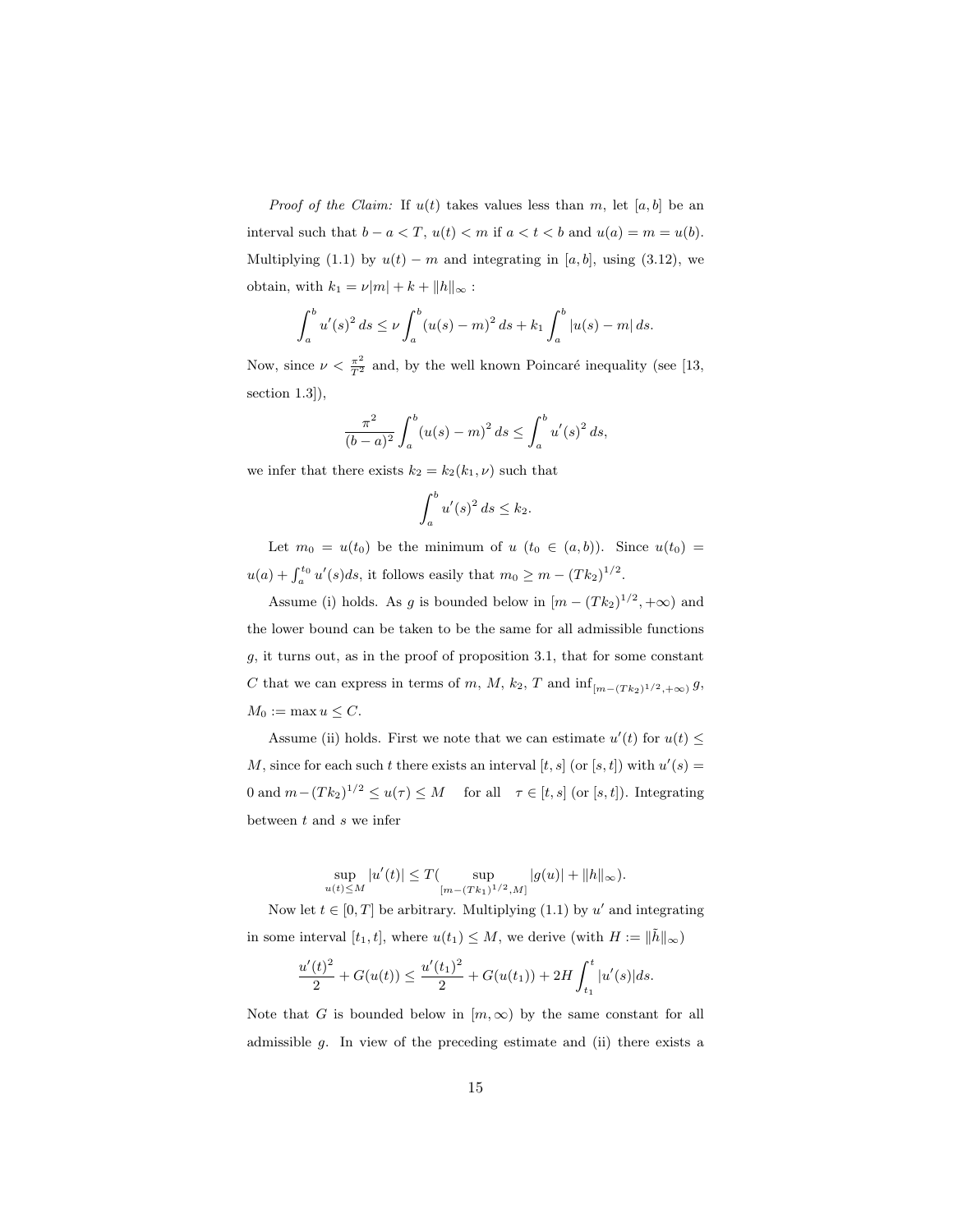*Proof of the Claim:* If $u(t)$ takes values less than $m$, let $[a, b]$ be an interval such that $b - a < T$, $u(t) < m$ if $a < t < b$ and $u(a) = m = u(b)$. Multiplying (1.1) by $u(t) - m$ and integrating in $[a, b]$, using (3.12), we obtain, with $k_1 = \nu|m| + k + \|h\|_\infty$ :

$$\int_a^b u'(s)^2 \, ds \leq \nu \int_a^b (u(s) - m)^2 \, ds + k_1 \int_a^b |u(s) - m| \, ds.$$

Now, since $\nu < \frac{\pi^2}{T^2}$ and, by the well known Poincaré inequality (see [13, section 1.3]),

$$\frac{\pi^2}{(b-a)^2} \int_a^b (u(s) - m)^2 \, ds \leq \int_a^b u'(s)^2 \, ds,$$

we infer that there exists $k_2 = k_2(k_1, \nu)$ such that

$$\int_a^b u'(s)^2 \, ds \leq k_2.$$

Let $m_0 = u(t_0)$ be the minimum of $u$ ($t_0 \in (a, b)$). Since $u(t_0) = u(a) + \int_a^{t_0} u'(s) ds$, it follows easily that $m_0 \geq m - (Tk_2)^{1/2}$.

Assume (i) holds. As $g$ is bounded below in $[m - (Tk_2)^{1/2}, +\infty)$ and the lower bound can be taken to be the same for all admissible functions $g$, it turns out, as in the proof of proposition 3.1, that for some constant $C$ that we can express in terms of $m$, $M$, $k_2$, $T$ and $\inf_{[m-(Tk_2)^{1/2}, +\infty)} g$, $M_0 := \max u \leq C$.

Assume (ii) holds. First we note that we can estimate $u'(t)$ for $u(t) \leq M$, since for each such $t$ there exists an interval $[t, s]$ (or $[s, t]$) with $u'(s) = 0$ and $m - (Tk_2)^{1/2} \leq u(\tau) \leq M \quad$ for all $\quad \tau \in [t, s]$ (or $[s, t]$). Integrating between $t$ and $s$ we infer

$$\sup_{u(t) \leq M} |u'(t)| \leq T( \sup_{[m-(Tk_1)^{1/2}, M]} |g(u)| + \|h\|_\infty).$$

Now let $t \in [0, T]$ be arbitrary. Multiplying (1.1) by $u'$ and integrating in some interval $[t_1, t]$, where $u(t_1) \leq M$, we derive (with $H := \|\tilde{h}\|_\infty$)

$$\frac{u'(t)^2}{2} + G(u(t)) \leq \frac{u'(t_1)^2}{2} + G(u(t_1)) + 2H \int_{t_1}^t |u'(s)| ds.$$

Note that $G$ is bounded below in $[m, \infty)$ by the same constant for all admissible $g$. In view of the preceding estimate and (ii) there exists a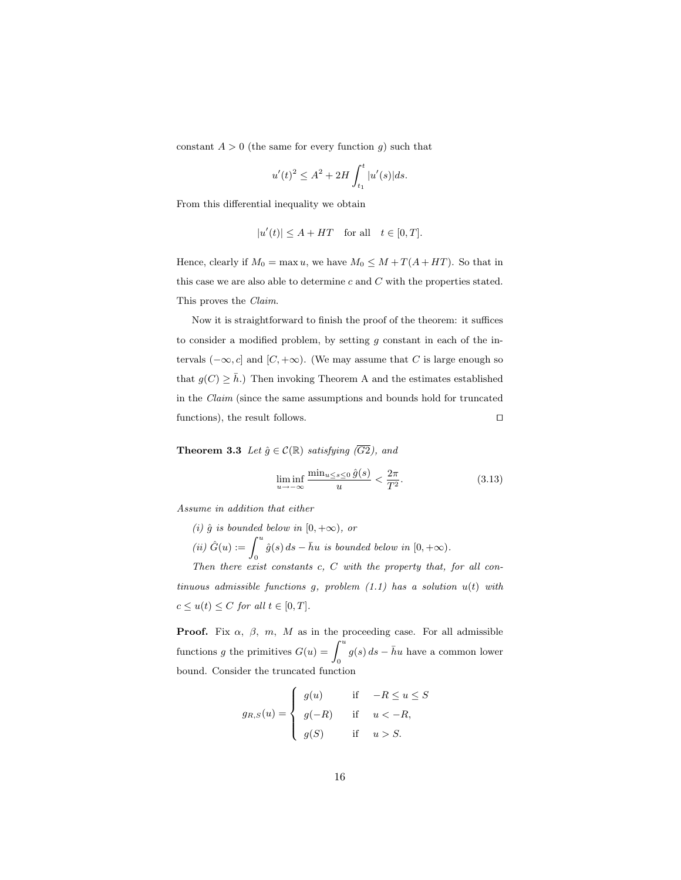constant $A > 0$ (the same for every function $g$) such that

$$u'(t)^2 \leq A^2 + 2H \int_{t_1}^{t} |u'(s)| ds.$$

From this differential inequality we obtain

$$|u'(t)| \leq A + HT \quad \text{for all} \quad t \in [0, T].$$

Hence, clearly if $M_0 = \max u$, we have $M_0 \leq M + T(A + HT)$. So that in this case we are also able to determine $c$ and $C$ with the properties stated. This proves the *Claim*.

Now it is straightforward to finish the proof of the theorem: it suffices to consider a modified problem, by setting $g$ constant in each of the intervals $(-\infty, c]$ and $[C, +\infty)$. (We may assume that $C$ is large enough so that $g(C) \geq \bar{h}$.) Then invoking Theorem A and the estimates established in the *Claim* (since the same assumptions and bounds hold for truncated functions), the result follows. ◻

**Theorem 3.3** *Let $\hat{g} \in \mathcal{C}(\mathbb{R})$ satisfying $(\overline{G2})$, and*

$$\liminf_{u \to -\infty} \frac{\min_{u \leq s \leq 0} \hat{g}(s)}{u} < \frac{2\pi}{T^2}. \tag{3.13}$$

*Assume in addition that either*

*(i) $\hat{g}$ is bounded below in $[0, +\infty)$, or*

*(ii) $\hat{G}(u) := \displaystyle\int_0^u \hat{g}(s)\, ds - \bar{h}u$ is bounded below in $[0, +\infty)$.*

*Then there exist constants $c$, $C$ with the property that, for all continuous admissible functions $g$, problem (1.1) has a solution $u(t)$ with $c \leq u(t) \leq C$ for all $t \in [0, T]$.*

**Proof.** Fix $\alpha$, $\beta$, $m$, $M$ as in the proceeding case. For all admissible functions $g$ the primitives $G(u) = \displaystyle\int_0^u g(s)\, ds - \bar{h}u$ have a common lower bound. Consider the truncated function

$$g_{R,S}(u) = \begin{cases} g(u) & \text{if} \quad -R \leq u \leq S \\ g(-R) & \text{if} \quad u < -R, \\ g(S) & \text{if} \quad u > S. \end{cases}$$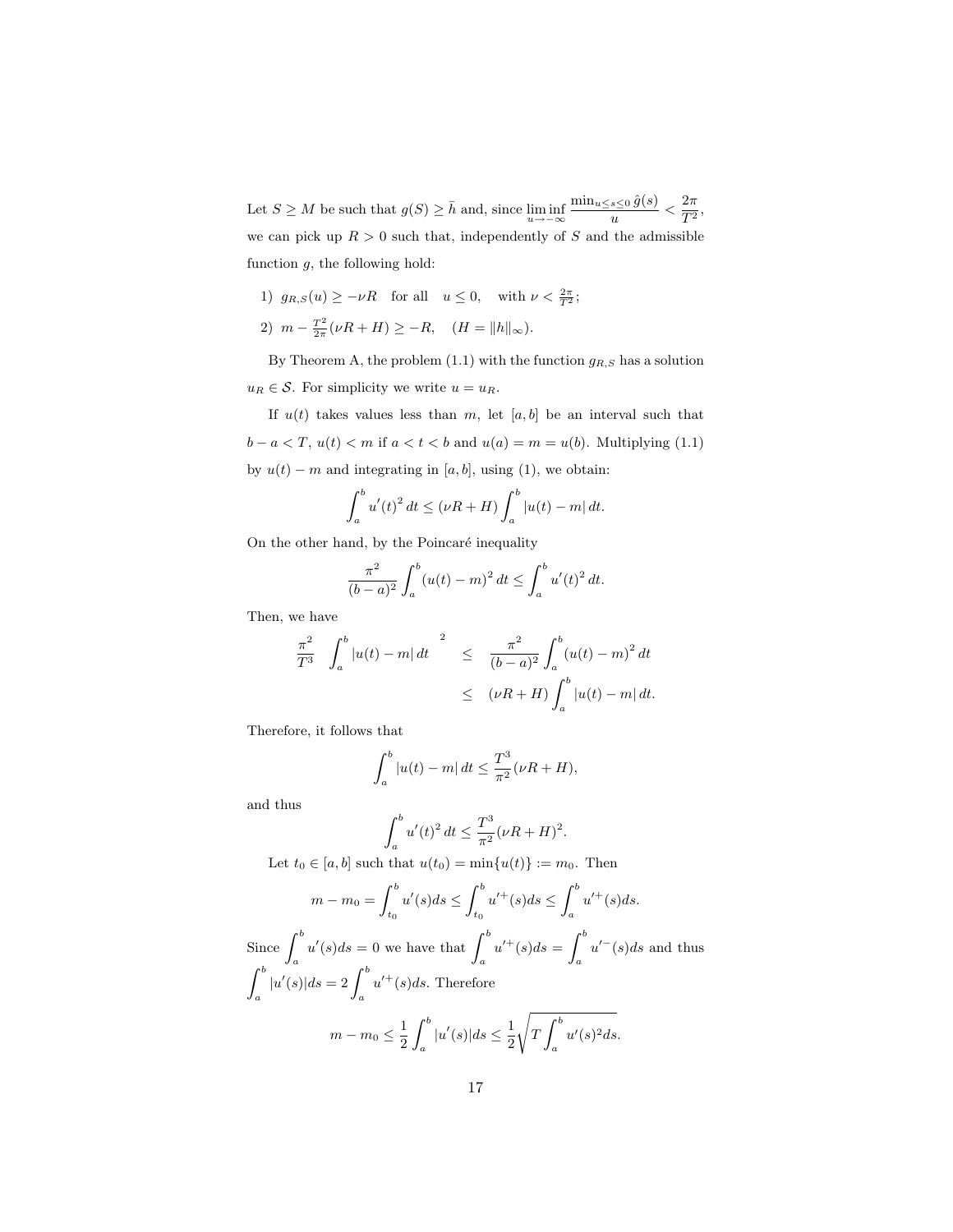Let $S \geq M$ be such that $g(S) \geq \bar{h}$ and, since $\liminf_{u \to -\infty} \frac{\min_{u \leq s \leq 0} \hat{g}(s)}{u} < \frac{2\pi}{T^2}$, we can pick up $R > 0$ such that, independently of $S$ and the admissible function $g$, the following hold:

1) $g_{R,S}(u) \geq -\nu R \quad$ for all $\quad u \leq 0, \quad$ with $\nu < \frac{2\pi}{T^2}$;

2) $m - \frac{T^2}{2\pi}(\nu R + H) \geq -R, \quad (H = \|h\|_\infty)$.

By Theorem A, the problem (1.1) with the function $g_{R,S}$ has a solution $u_R \in \mathcal{S}$. For simplicity we write $u = u_R$.

If $u(t)$ takes values less than $m$, let $[a, b]$ be an interval such that $b - a < T$, $u(t) < m$ if $a < t < b$ and $u(a) = m = u(b)$. Multiplying (1.1) by $u(t) - m$ and integrating in $[a, b]$, using (1), we obtain:

$$\int_a^b u'(t)^2 \, dt \leq (\nu R + H) \int_a^b |u(t) - m| \, dt.$$

On the other hand, by the Poincaré inequality

$$\frac{\pi^2}{(b-a)^2} \int_a^b (u(t) - m)^2 \, dt \leq \int_a^b u'(t)^2 \, dt.$$

Then, we have

$$\begin{aligned} \frac{\pi^2}{T^3} \left( \int_a^b |u(t) - m| \, dt \right)^2 &\leq \frac{\pi^2}{(b-a)^2} \int_a^b (u(t) - m)^2 \, dt \\ &\leq (\nu R + H) \int_a^b |u(t) - m| \, dt. \end{aligned}$$

Therefore, it follows that

$$\int_a^b |u(t) - m| \, dt \leq \frac{T^3}{\pi^2}(\nu R + H),$$

and thus

$$\int_a^b u'(t)^2 \, dt \leq \frac{T^3}{\pi^2}(\nu R + H)^2.$$

Let $t_0 \in [a, b]$ such that $u(t_0) = \min\{u(t)\} := m_0$. Then

$$m - m_0 = \int_{t_0}^b u'(s) ds \leq \int_{t_0}^b u'^{+}(s) ds \leq \int_a^b u'^{+}(s) ds.$$

Since $\int_a^b u'(s) ds = 0$ we have that $\int_a^b u'^{+}(s) ds = \int_a^b u'^{-}(s) ds$ and thus $\int_a^b |u'(s)| ds = 2 \int_a^b u'^{+}(s) ds$. Therefore

$$m - m_0 \leq \frac{1}{2} \int_a^b |u'(s)| ds \leq \frac{1}{2} \sqrt{T \int_a^b u'(s)^2 ds}.$$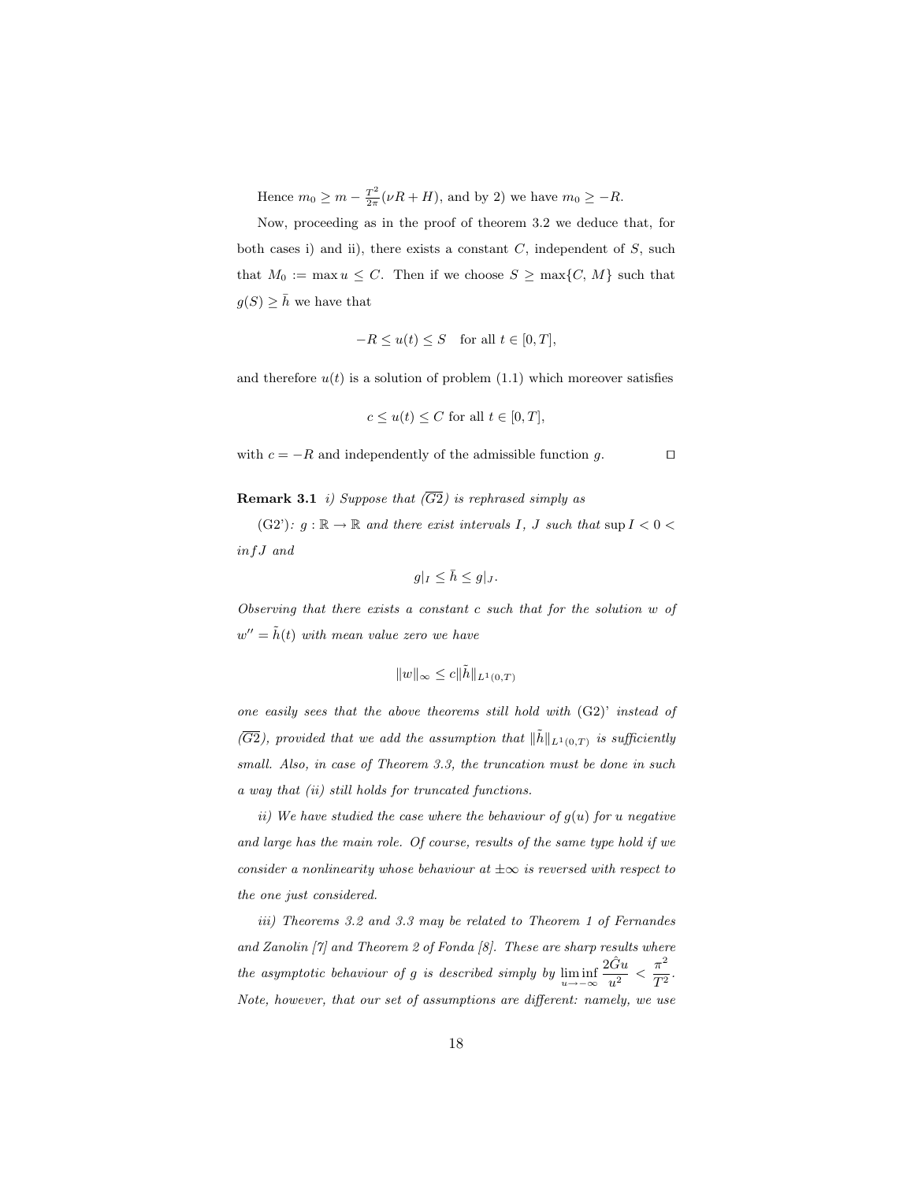Hence $m_0 \geq m - \frac{T^2}{2\pi}(\nu R + H)$, and by 2) we have $m_0 \geq -R$.

Now, proceeding as in the proof of theorem 3.2 we deduce that, for both cases i) and ii), there exists a constant $C$, independent of $S$, such that $M_0 := \max u \leq C$. Then if we choose $S \geq \max\{C, M\}$ such that $g(S) \geq \bar{h}$ we have that

$$-R \leq u(t) \leq S \quad \text{for all } t \in [0, T],$$

and therefore $u(t)$ is a solution of problem (1.1) which moreover satisfies

$$c \leq u(t) \leq C \text{ for all } t \in [0, T],$$

with $c = -R$ and independently of the admissible function $g$. $\square$

**Remark 3.1** *i) Suppose that* $(\overline{G2})$ *is rephrased simply as*

(G2'): $g : \mathbb{R} \to \mathbb{R}$ *and there exist intervals* $I$, $J$ *such that* $\sup I < 0 < inf J$ *and*

$$g|_I \leq \bar{h} \leq g|_J.$$

*Observing that there exists a constant* $c$ *such that for the solution* $w$ *of* $w'' = \tilde{h}(t)$ *with mean value zero we have*

$$\|w\|_\infty \leq c\|\tilde{h}\|_{L^1(0,T)}$$

*one easily sees that the above theorems still hold with* (G2)' *instead of* $(\overline{G2})$*, provided that we add the assumption that* $\|\tilde{h}\|_{L^1(0,T)}$ *is sufficiently small. Also, in case of Theorem 3.3, the truncation must be done in such a way that (ii) still holds for truncated functions.*

*ii) We have studied the case where the behaviour of* $g(u)$ *for* $u$ *negative and large has the main role. Of course, results of the same type hold if we consider a nonlinearity whose behaviour at* $\pm\infty$ *is reversed with respect to the one just considered.*

*iii) Theorems 3.2 and 3.3 may be related to Theorem 1 of Fernandes and Zanolin [7] and Theorem 2 of Fonda [8]. These are sharp results where the asymptotic behaviour of* $g$ *is described simply by* $\liminf_{u \to -\infty} \frac{2\hat{G}u}{u^2} < \frac{\pi^2}{T^2}$*. Note, however, that our set of assumptions are different: namely, we use*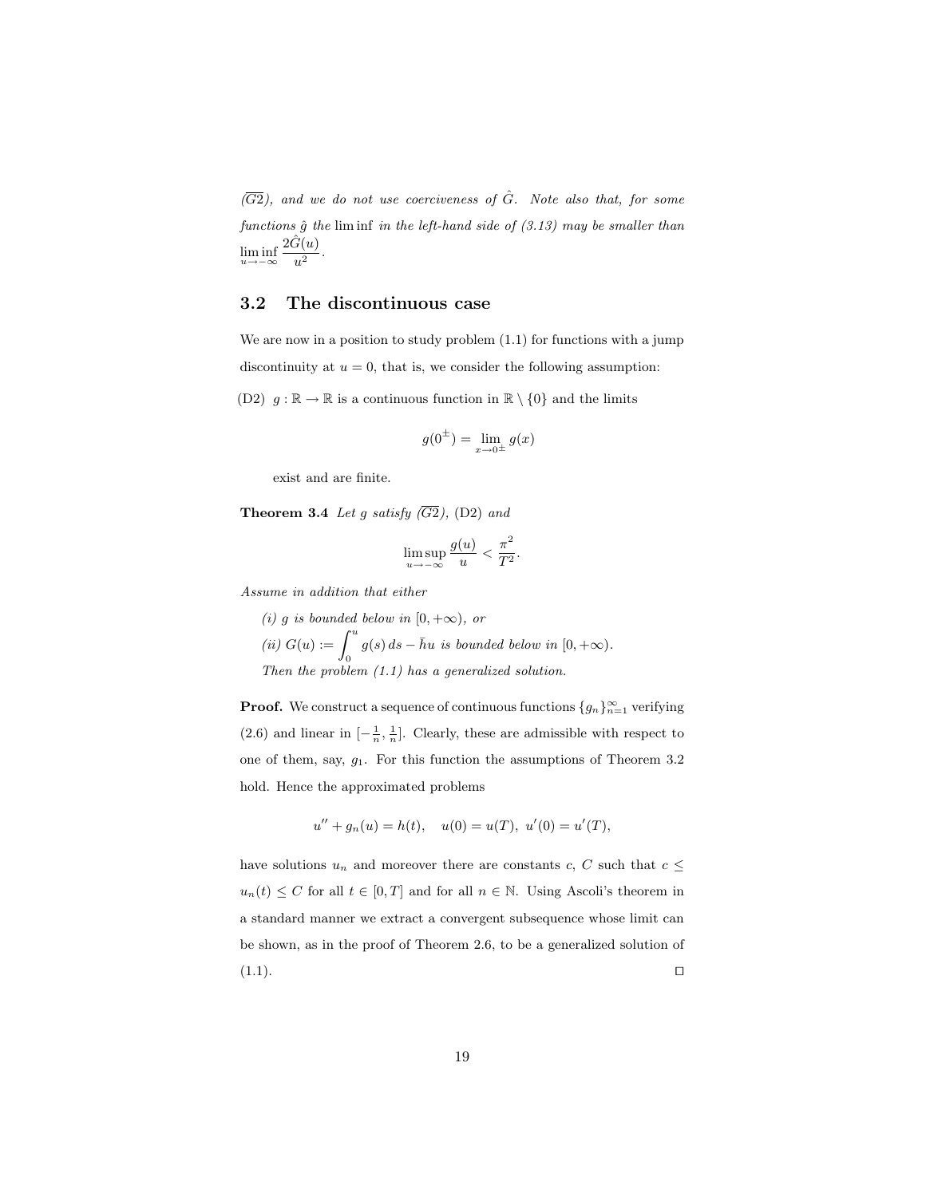*($\overline{G2}$), and we do not use coerciveness of $\hat{G}$. Note also that, for some functions $\hat{g}$ the* lim inf *in the left-hand side of (3.13) may be smaller than* $\liminf_{u\to-\infty} \frac{2\hat{G}(u)}{u^2}$.

## 3.2 The discontinuous case

We are now in a position to study problem (1.1) for functions with a jump discontinuity at $u = 0$, that is, we consider the following assumption:

(D2) $g : \mathbb{R} \to \mathbb{R}$ is a continuous function in $\mathbb{R} \setminus \{0\}$ and the limits

$$g(0^{\pm}) = \lim_{x\to 0^{\pm}} g(x)$$

exist and are finite.

**Theorem 3.4** *Let $g$ satisfy ($\overline{G2}$),* (D2) *and*

$$\limsup_{u\to-\infty} \frac{g(u)}{u} < \frac{\pi^2}{T^2}.$$

*Assume in addition that either*

*(i) $g$ is bounded below in $[0, +\infty)$, or*

*(ii) $G(u) := \int_0^u g(s)\, ds - \bar{h}u$ is bounded below in $[0, +\infty)$.*

*Then the problem (1.1) has a generalized solution.*

**Proof.** We construct a sequence of continuous functions $\{g_n\}_{n=1}^{\infty}$ verifying (2.6) and linear in $[-\frac{1}{n}, \frac{1}{n}]$. Clearly, these are admissible with respect to one of them, say, $g_1$. For this function the assumptions of Theorem 3.2 hold. Hence the approximated problems

$$u'' + g_n(u) = h(t), \quad u(0) = u(T),\ u'(0) = u'(T),$$

have solutions $u_n$ and moreover there are constants $c$, $C$ such that $c \leq u_n(t) \leq C$ for all $t \in [0, T]$ and for all $n \in \mathbb{N}$. Using Ascoli's theorem in a standard manner we extract a convergent subsequence whose limit can be shown, as in the proof of Theorem 2.6, to be a generalized solution of (1.1). □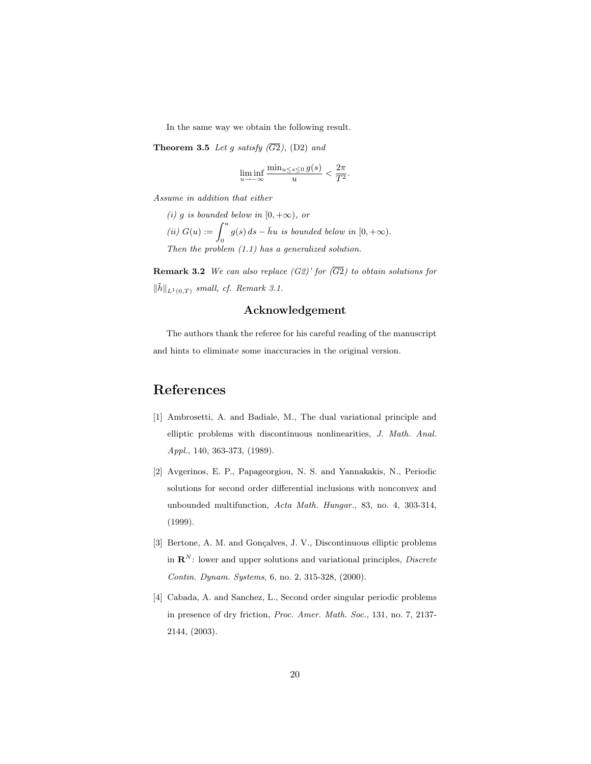In the same way we obtain the following result.

**Theorem 3.5** *Let $g$ satisfy $(\overline{G2})$,* (D2) *and*

$$\liminf_{u\to-\infty} \frac{\min_{u\le s\le 0} g(s)}{u} < \frac{2\pi}{T^2}.$$

*Assume in addition that either*

*(i) $g$ is bounded below in $[0,+\infty)$, or*

*(ii) $G(u) := \int_0^u g(s)\,ds - \bar{h}u$ is bounded below in $[0,+\infty)$.*

*Then the problem (1.1) has a generalized solution.*

**Remark 3.2** *We can also replace (G2)' for $(\overline{G2})$ to obtain solutions for $\|\tilde{h}\|_{L^1(0,T)}$ small, cf. Remark 3.1.*

## Acknowledgement

The authors thank the referee for his careful reading of the manuscript and hints to eliminate some inaccuracies in the original version.

# References

[1] Ambrosetti, A. and Badiale, M., The dual variational principle and elliptic problems with discontinuous nonlinearities, *J. Math. Anal. Appl.*, 140, 363-373, (1989).

[2] Avgerinos, E. P., Papageorgiou, N. S. and Yannakakis, N., Periodic solutions for second order differential inclusions with nonconvex and unbounded multifunction, *Acta Math. Hungar.*, 83, no. 4, 303-314, (1999).

[3] Bertone, A. M. and Gonçalves, J. V., Discontinuous elliptic problems in $\mathbf{R}^N$: lower and upper solutions and variational principles, *Discrete Contin. Dynam. Systems*, 6, no. 2, 315-328, (2000).

[4] Cabada, A. and Sanchez, L., Second order singular periodic problems in presence of dry friction, *Proc. Amer. Math. Soc.*, 131, no. 7, 2137-2144, (2003).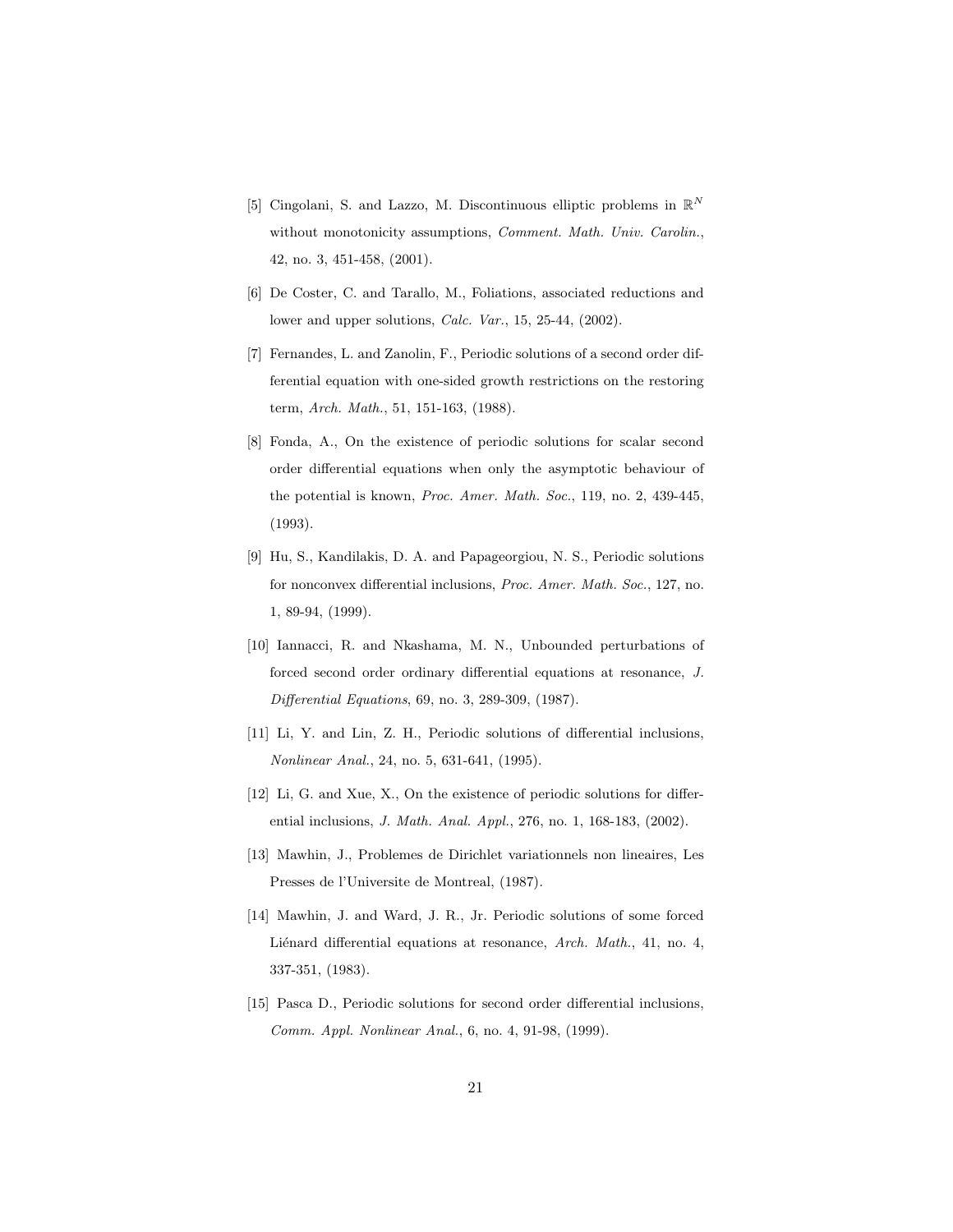[5] Cingolani, S. and Lazzo, M. Discontinuous elliptic problems in $\mathbb{R}^N$ without monotonicity assumptions, *Comment. Math. Univ. Carolin.*, 42, no. 3, 451-458, (2001).

[6] De Coster, C. and Tarallo, M., Foliations, associated reductions and lower and upper solutions, *Calc. Var.*, 15, 25-44, (2002).

[7] Fernandes, L. and Zanolin, F., Periodic solutions of a second order differential equation with one-sided growth restrictions on the restoring term, *Arch. Math.*, 51, 151-163, (1988).

[8] Fonda, A., On the existence of periodic solutions for scalar second order differential equations when only the asymptotic behaviour of the potential is known, *Proc. Amer. Math. Soc.*, 119, no. 2, 439-445, (1993).

[9] Hu, S., Kandilakis, D. A. and Papageorgiou, N. S., Periodic solutions for nonconvex differential inclusions, *Proc. Amer. Math. Soc.*, 127, no. 1, 89-94, (1999).

[10] Iannacci, R. and Nkashama, M. N., Unbounded perturbations of forced second order ordinary differential equations at resonance, *J. Differential Equations*, 69, no. 3, 289-309, (1987).

[11] Li, Y. and Lin, Z. H., Periodic solutions of differential inclusions, *Nonlinear Anal.*, 24, no. 5, 631-641, (1995).

[12] Li, G. and Xue, X., On the existence of periodic solutions for differential inclusions, *J. Math. Anal. Appl.*, 276, no. 1, 168-183, (2002).

[13] Mawhin, J., Problemes de Dirichlet variationnels non lineaires, Les Presses de l'Universite de Montreal, (1987).

[14] Mawhin, J. and Ward, J. R., Jr. Periodic solutions of some forced Liénard differential equations at resonance, *Arch. Math.*, 41, no. 4, 337-351, (1983).

[15] Pasca D., Periodic solutions for second order differential inclusions, *Comm. Appl. Nonlinear Anal.*, 6, no. 4, 91-98, (1999).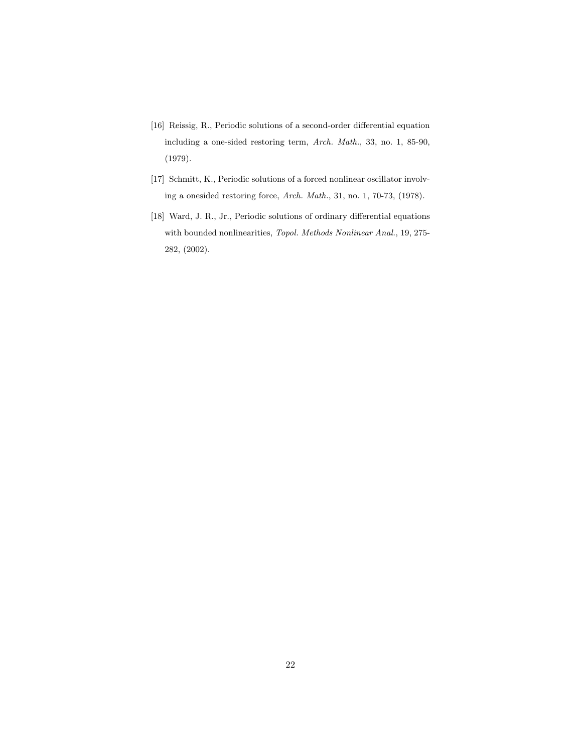[16] Reissig, R., Periodic solutions of a second-order differential equation including a one-sided restoring term, *Arch. Math.*, 33, no. 1, 85-90, (1979).

[17] Schmitt, K., Periodic solutions of a forced nonlinear oscillator involving a onesided restoring force, *Arch. Math.*, 31, no. 1, 70-73, (1978).

[18] Ward, J. R., Jr., Periodic solutions of ordinary differential equations with bounded nonlinearities, *Topol. Methods Nonlinear Anal.*, 19, 275-282, (2002).